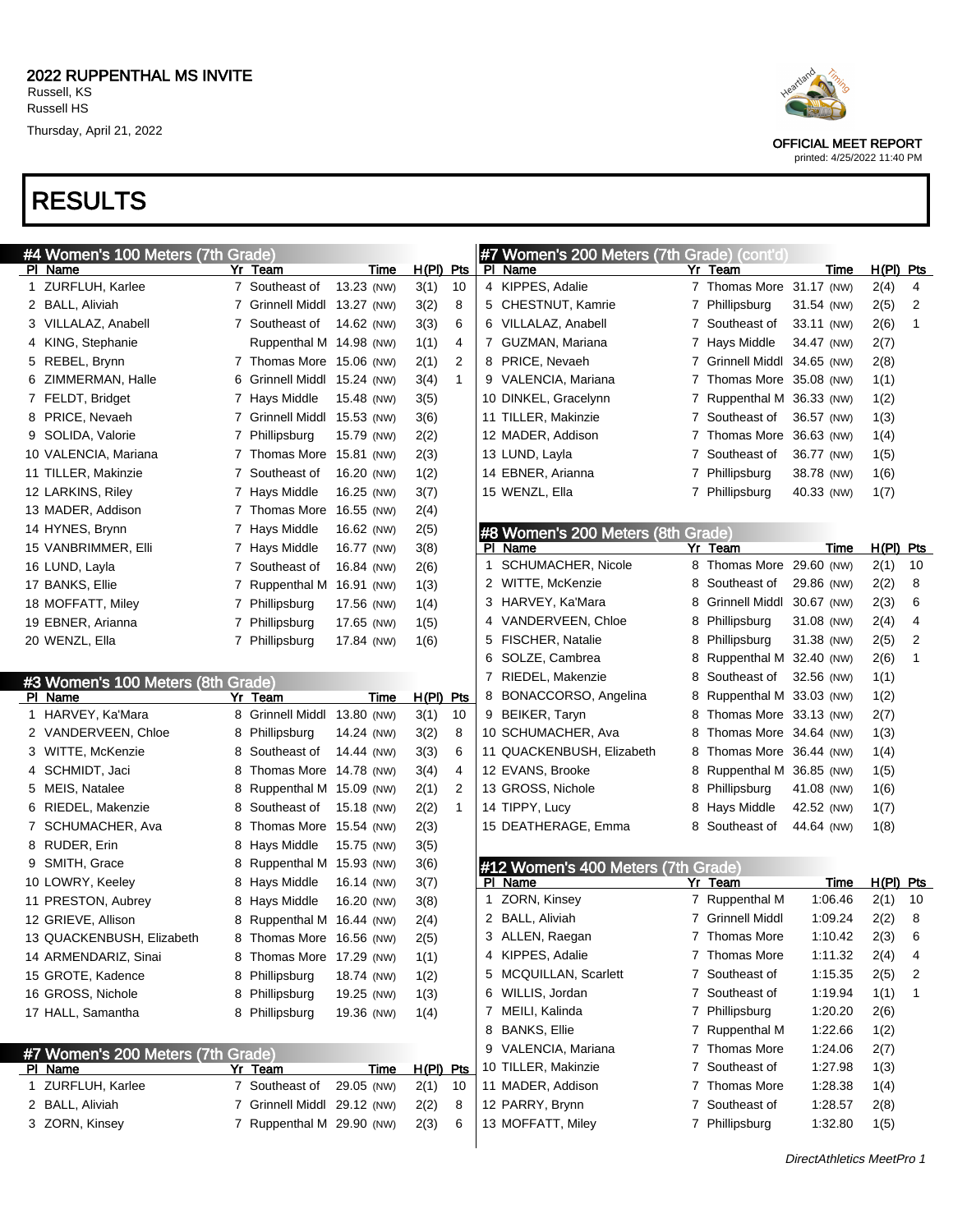# 2022 RUPPENTHAL MS INVITE

Russell, KS
Russell HS
Thursday, April 21, 2022

OFFICIAL MEET REPORT
printed: 4/25/2022 11:40 PM

# RESULTS

## #4 Women's 100 Meters (7th Grade)

| Pl | Name | Yr | Team | Time | H(Pl) | Pts |
|---|---|---|---|---|---|---|
| 1 | ZURFLUH, Karlee | 7 | Southeast of | 13.23 (NW) | 3(1) | 10 |
| 2 | BALL, Aliviah | 7 | Grinnell Middl | 13.27 (NW) | 3(2) | 8 |
| 3 | VILLALAZ, Anabell | 7 | Southeast of | 14.62 (NW) | 3(3) | 6 |
| 4 | KING, Stephanie | | Ruppenthal M | 14.98 (NW) | 1(1) | 4 |
| 5 | REBEL, Brynn | 7 | Thomas More | 15.06 (NW) | 2(1) | 2 |
| 6 | ZIMMERMAN, Halle | 6 | Grinnell Middl | 15.24 (NW) | 3(4) | 1 |
| 7 | FELDT, Bridget | 7 | Hays Middle | 15.48 (NW) | 3(5) | |
| 8 | PRICE, Nevaeh | 7 | Grinnell Middl | 15.53 (NW) | 3(6) | |
| 9 | SOLIDA, Valorie | 7 | Phillipsburg | 15.79 (NW) | 2(2) | |
| 10 | VALENCIA, Mariana | 7 | Thomas More | 15.81 (NW) | 2(3) | |
| 11 | TILLER, Makinzie | 7 | Southeast of | 16.20 (NW) | 1(2) | |
| 12 | LARKINS, Riley | 7 | Hays Middle | 16.25 (NW) | 3(7) | |
| 13 | MADER, Addison | 7 | Thomas More | 16.55 (NW) | 2(4) | |
| 14 | HYNES, Brynn | 7 | Hays Middle | 16.62 (NW) | 2(5) | |
| 15 | VANBRIMMER, Elli | 7 | Hays Middle | 16.77 (NW) | 3(8) | |
| 16 | LUND, Layla | 7 | Southeast of | 16.84 (NW) | 2(6) | |
| 17 | BANKS, Ellie | 7 | Ruppenthal M | 16.91 (NW) | 1(3) | |
| 18 | MOFFATT, Miley | 7 | Phillipsburg | 17.56 (NW) | 1(4) | |
| 19 | EBNER, Arianna | 7 | Phillipsburg | 17.65 (NW) | 1(5) | |
| 20 | WENZL, Ella | 7 | Phillipsburg | 17.84 (NW) | 1(6) | |

## #3 Women's 100 Meters (8th Grade)

| Pl | Name | Yr | Team | Time | H(Pl) | Pts |
|---|---|---|---|---|---|---|
| 1 | HARVEY, Ka'Mara | 8 | Grinnell Middl | 13.80 (NW) | 3(1) | 10 |
| 2 | VANDERVEEN, Chloe | 8 | Phillipsburg | 14.24 (NW) | 3(2) | 8 |
| 3 | WITTE, McKenzie | 8 | Southeast of | 14.44 (NW) | 3(3) | 6 |
| 4 | SCHMIDT, Jaci | 8 | Thomas More | 14.78 (NW) | 3(4) | 4 |
| 5 | MEIS, Natalee | 8 | Ruppenthal M | 15.09 (NW) | 2(1) | 2 |
| 6 | RIEDEL, Makenzie | 8 | Southeast of | 15.18 (NW) | 2(2) | 1 |
| 7 | SCHUMACHER, Ava | 8 | Thomas More | 15.54 (NW) | 2(3) | |
| 8 | RUDER, Erin | 8 | Hays Middle | 15.75 (NW) | 3(5) | |
| 9 | SMITH, Grace | 8 | Ruppenthal M | 15.93 (NW) | 3(6) | |
| 10 | LOWRY, Keeley | 8 | Hays Middle | 16.14 (NW) | 3(7) | |
| 11 | PRESTON, Aubrey | 8 | Hays Middle | 16.20 (NW) | 3(8) | |
| 12 | GRIEVE, Allison | 8 | Ruppenthal M | 16.44 (NW) | 2(4) | |
| 13 | QUACKENBUSH, Elizabeth | 8 | Thomas More | 16.56 (NW) | 2(5) | |
| 14 | ARMENDARIZ, Sinai | 8 | Thomas More | 17.29 (NW) | 1(1) | |
| 15 | GROTE, Kadence | 8 | Phillipsburg | 18.74 (NW) | 1(2) | |
| 16 | GROSS, Nichole | 8 | Phillipsburg | 19.25 (NW) | 1(3) | |
| 17 | HALL, Samantha | 8 | Phillipsburg | 19.36 (NW) | 1(4) | |

## #7 Women's 200 Meters (7th Grade)

| Pl | Name | Yr | Team | Time | H(Pl) | Pts |
|---|---|---|---|---|---|---|
| 1 | ZURFLUH, Karlee | 7 | Southeast of | 29.05 (NW) | 2(1) | 10 |
| 2 | BALL, Aliviah | 7 | Grinnell Middl | 29.12 (NW) | 2(2) | 8 |
| 3 | ZORN, Kinsey | 7 | Ruppenthal M | 29.90 (NW) | 2(3) | 6 |
| 4 | KIPPES, Adalie | 7 | Thomas More | 31.17 (NW) | 2(4) | 4 |
| 5 | CHESTNUT, Kamrie | 7 | Phillipsburg | 31.54 (NW) | 2(5) | 2 |
| 6 | VILLALAZ, Anabell | 7 | Southeast of | 33.11 (NW) | 2(6) | 1 |
| 7 | GUZMAN, Mariana | 7 | Hays Middle | 34.47 (NW) | 2(7) | |
| 8 | PRICE, Nevaeh | 7 | Grinnell Middl | 34.65 (NW) | 2(8) | |
| 9 | VALENCIA, Mariana | 7 | Thomas More | 35.08 (NW) | 1(1) | |
| 10 | DINKEL, Gracelynn | 7 | Ruppenthal M | 36.33 (NW) | 1(2) | |
| 11 | TILLER, Makinzie | 7 | Southeast of | 36.57 (NW) | 1(3) | |
| 12 | MADER, Addison | 7 | Thomas More | 36.63 (NW) | 1(4) | |
| 13 | LUND, Layla | 7 | Southeast of | 36.77 (NW) | 1(5) | |
| 14 | EBNER, Arianna | 7 | Phillipsburg | 38.78 (NW) | 1(6) | |
| 15 | WENZL, Ella | 7 | Phillipsburg | 40.33 (NW) | 1(7) | |

## #8 Women's 200 Meters (8th Grade)

| Pl | Name | Yr | Team | Time | H(Pl) | Pts |
|---|---|---|---|---|---|---|
| 1 | SCHUMACHER, Nicole | 8 | Thomas More | 29.60 (NW) | 2(1) | 10 |
| 2 | WITTE, McKenzie | 8 | Southeast of | 29.86 (NW) | 2(2) | 8 |
| 3 | HARVEY, Ka'Mara | 8 | Grinnell Middl | 30.67 (NW) | 2(3) | 6 |
| 4 | VANDERVEEN, Chloe | 8 | Phillipsburg | 31.08 (NW) | 2(4) | 4 |
| 5 | FISCHER, Natalie | 8 | Phillipsburg | 31.38 (NW) | 2(5) | 2 |
| 6 | SOLZE, Cambrea | 8 | Ruppenthal M | 32.40 (NW) | 2(6) | 1 |
| 7 | RIEDEL, Makenzie | 8 | Southeast of | 32.56 (NW) | 1(1) | |
| 8 | BONACCORSO, Angelina | 8 | Ruppenthal M | 33.03 (NW) | 1(2) | |
| 9 | BEIKER, Taryn | 8 | Thomas More | 33.13 (NW) | 2(7) | |
| 10 | SCHUMACHER, Ava | 8 | Thomas More | 34.64 (NW) | 1(3) | |
| 11 | QUACKENBUSH, Elizabeth | 8 | Thomas More | 36.44 (NW) | 1(4) | |
| 12 | EVANS, Brooke | 8 | Ruppenthal M | 36.85 (NW) | 1(5) | |
| 13 | GROSS, Nichole | 8 | Phillipsburg | 41.08 (NW) | 1(6) | |
| 14 | TIPPY, Lucy | 8 | Hays Middle | 42.52 (NW) | 1(7) | |
| 15 | DEATHERAGE, Emma | 8 | Southeast of | 44.64 (NW) | 1(8) | |

## #12 Women's 400 Meters (7th Grade)

| Pl | Name | Yr | Team | Time | H(Pl) | Pts |
|---|---|---|---|---|---|---|
| 1 | ZORN, Kinsey | 7 | Ruppenthal M | 1:06.46 | 2(1) | 10 |
| 2 | BALL, Aliviah | 7 | Grinnell Middl | 1:09.24 | 2(2) | 8 |
| 3 | ALLEN, Raegan | 7 | Thomas More | 1:10.42 | 2(3) | 6 |
| 4 | KIPPES, Adalie | 7 | Thomas More | 1:11.32 | 2(4) | 4 |
| 5 | MCQUILLAN, Scarlett | 7 | Southeast of | 1:15.35 | 2(5) | 2 |
| 6 | WILLIS, Jordan | 7 | Southeast of | 1:19.94 | 1(1) | 1 |
| 7 | MEILI, Kalinda | 7 | Phillipsburg | 1:20.20 | 2(6) | |
| 8 | BANKS, Ellie | 7 | Ruppenthal M | 1:22.66 | 1(2) | |
| 9 | VALENCIA, Mariana | 7 | Thomas More | 1:24.06 | 2(7) | |
| 10 | TILLER, Makinzie | 7 | Southeast of | 1:27.98 | 1(3) | |
| 11 | MADER, Addison | 7 | Thomas More | 1:28.38 | 1(4) | |
| 12 | PARRY, Brynn | 7 | Southeast of | 1:28.57 | 2(8) | |
| 13 | MOFFATT, Miley | 7 | Phillipsburg | 1:32.80 | 1(5) | |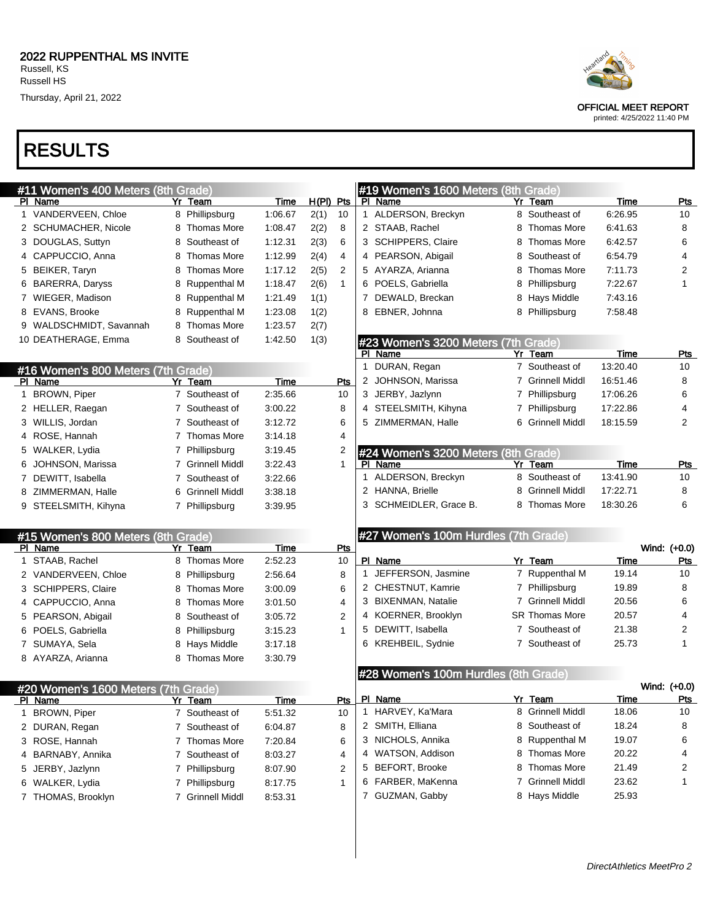# RESULTS

### #11 Women's 400 Meters (8th Grade)

| Pl | Name | Yr | Team | Time | H(Pl) | Pts |
|---|---|---|---|---|---|---|
| 1 | VANDERVEEN, Chloe | 8 | Phillipsburg | 1:06.67 | 2(1) | 10 |
| 2 | SCHUMACHER, Nicole | 8 | Thomas More | 1:08.47 | 2(2) | 8 |
| 3 | DOUGLAS, Suttyn | 8 | Southeast of | 1:12.31 | 2(3) | 6 |
| 4 | CAPPUCCIO, Anna | 8 | Thomas More | 1:12.99 | 2(4) | 4 |
| 5 | BEIKER, Taryn | 8 | Thomas More | 1:17.12 | 2(5) | 2 |
| 6 | BARERRA, Daryss | 8 | Ruppenthal M | 1:18.47 | 2(6) | 1 |
| 7 | WIEGER, Madison | 8 | Ruppenthal M | 1:21.49 | 1(1) | |
| 8 | EVANS, Brooke | 8 | Ruppenthal M | 1:23.08 | 1(2) | |
| 9 | WALDSCHMIDT, Savannah | 8 | Thomas More | 1:23.57 | 2(7) | |
| 10 | DEATHERAGE, Emma | 8 | Southeast of | 1:42.50 | 1(3) | |

### #16 Women's 800 Meters (7th Grade)

| Pl | Name | Yr | Team | Time | Pts |
|---|---|---|---|---|---|
| 1 | BROWN, Piper | 7 | Southeast of | 2:35.66 | 10 |
| 2 | HELLER, Raegan | 7 | Southeast of | 3:00.22 | 8 |
| 3 | WILLIS, Jordan | 7 | Southeast of | 3:12.72 | 6 |
| 4 | ROSE, Hannah | 7 | Thomas More | 3:14.18 | 4 |
| 5 | WALKER, Lydia | 7 | Phillipsburg | 3:19.45 | 2 |
| 6 | JOHNSON, Marissa | 7 | Grinnell Middl | 3:22.43 | 1 |
| 7 | DEWITT, Isabella | 7 | Southeast of | 3:22.66 | |
| 8 | ZIMMERMAN, Halle | 6 | Grinnell Middl | 3:38.18 | |
| 9 | STEELSMITH, Kihyna | 7 | Phillipsburg | 3:39.95 | |

### #15 Women's 800 Meters (8th Grade)

| Pl | Name | Yr | Team | Time | Pts |
|---|---|---|---|---|---|
| 1 | STAAB, Rachel | 8 | Thomas More | 2:52.23 | 10 |
| 2 | VANDERVEEN, Chloe | 8 | Phillipsburg | 2:56.64 | 8 |
| 3 | SCHIPPERS, Claire | 8 | Thomas More | 3:00.09 | 6 |
| 4 | CAPPUCCIO, Anna | 8 | Thomas More | 3:01.50 | 4 |
| 5 | PEARSON, Abigail | 8 | Southeast of | 3:05.72 | 2 |
| 6 | POELS, Gabriella | 8 | Phillipsburg | 3:15.23 | 1 |
| 7 | SUMAYA, Sela | 8 | Hays Middle | 3:17.18 | |
| 8 | AYARZA, Arianna | 8 | Thomas More | 3:30.79 | |

### #20 Women's 1600 Meters (7th Grade)

| Pl | Name | Yr | Team | Time | Pts |
|---|---|---|---|---|---|
| 1 | BROWN, Piper | 7 | Southeast of | 5:51.32 | 10 |
| 2 | DURAN, Regan | 7 | Southeast of | 6:04.87 | 8 |
| 3 | ROSE, Hannah | 7 | Thomas More | 7:20.84 | 6 |
| 4 | BARNABY, Annika | 7 | Southeast of | 8:03.27 | 4 |
| 5 | JERBY, Jazlynn | 7 | Phillipsburg | 8:07.90 | 2 |
| 6 | WALKER, Lydia | 7 | Phillipsburg | 8:17.75 | 1 |
| 7 | THOMAS, Brooklyn | 7 | Grinnell Middl | 8:53.31 | |

### #19 Women's 1600 Meters (8th Grade)

| Pl | Name | Yr | Team | Time | Pts |
|---|---|---|---|---|---|
| 1 | ALDERSON, Breckyn | 8 | Southeast of | 6:26.95 | 10 |
| 2 | STAAB, Rachel | 8 | Thomas More | 6:41.63 | 8 |
| 3 | SCHIPPERS, Claire | 8 | Thomas More | 6:42.57 | 6 |
| 4 | PEARSON, Abigail | 8 | Southeast of | 6:54.79 | 4 |
| 5 | AYARZA, Arianna | 8 | Thomas More | 7:11.73 | 2 |
| 6 | POELS, Gabriella | 8 | Phillipsburg | 7:22.67 | 1 |
| 7 | DEWALD, Breckan | 8 | Hays Middle | 7:43.16 | |
| 8 | EBNER, Johnna | 8 | Phillipsburg | 7:58.48 | |

### #23 Women's 3200 Meters (7th Grade)

| Pl | Name | Yr | Team | Time | Pts |
|---|---|---|---|---|---|
| 1 | DURAN, Regan | 7 | Southeast of | 13:20.40 | 10 |
| 2 | JOHNSON, Marissa | 7 | Grinnell Middl | 16:51.46 | 8 |
| 3 | JERBY, Jazlynn | 7 | Phillipsburg | 17:06.26 | 6 |
| 4 | STEELSMITH, Kihyna | 7 | Phillipsburg | 17:22.86 | 4 |
| 5 | ZIMMERMAN, Halle | 6 | Grinnell Middl | 18:15.59 | 2 |

### #24 Women's 3200 Meters (8th Grade)

| Pl | Name | Yr | Team | Time | Pts |
|---|---|---|---|---|---|
| 1 | ALDERSON, Breckyn | 8 | Southeast of | 13:41.90 | 10 |
| 2 | HANNA, Brielle | 8 | Grinnell Middl | 17:22.71 | 8 |
| 3 | SCHMEIDLER, Grace B. | 8 | Thomas More | 18:30.26 | 6 |

### #27 Women's 100m Hurdles (7th Grade)

Wind: (+0.0)

| Pl | Name | Yr | Team | Time | Pts |
|---|---|---|---|---|---|
| 1 | JEFFERSON, Jasmine | 7 | Ruppenthal M | 19.14 | 10 |
| 2 | CHESTNUT, Kamrie | 7 | Phillipsburg | 19.89 | 8 |
| 3 | BIXENMAN, Natalie | 7 | Grinnell Middl | 20.56 | 6 |
| 4 | KOERNER, Brooklyn | SR | Thomas More | 20.57 | 4 |
| 5 | DEWITT, Isabella | 7 | Southeast of | 21.38 | 2 |
| 6 | KREHBEIL, Sydnie | 7 | Southeast of | 25.73 | 1 |

### #28 Women's 100m Hurdles (8th Grade)

Wind: (+0.0)

| Pl | Name | Yr | Team | Time | Pts |
|---|---|---|---|---|---|
| 1 | HARVEY, Ka'Mara | 8 | Grinnell Middl | 18.06 | 10 |
| 2 | SMITH, Elliana | 8 | Southeast of | 18.24 | 8 |
| 3 | NICHOLS, Annika | 8 | Ruppenthal M | 19.07 | 6 |
| 4 | WATSON, Addison | 8 | Thomas More | 20.22 | 4 |
| 5 | BEFORT, Brooke | 8 | Thomas More | 21.49 | 2 |
| 6 | FARBER, MaKenna | 7 | Grinnell Middl | 23.62 | 1 |
| 7 | GUZMAN, Gabby | 8 | Hays Middle | 25.93 | |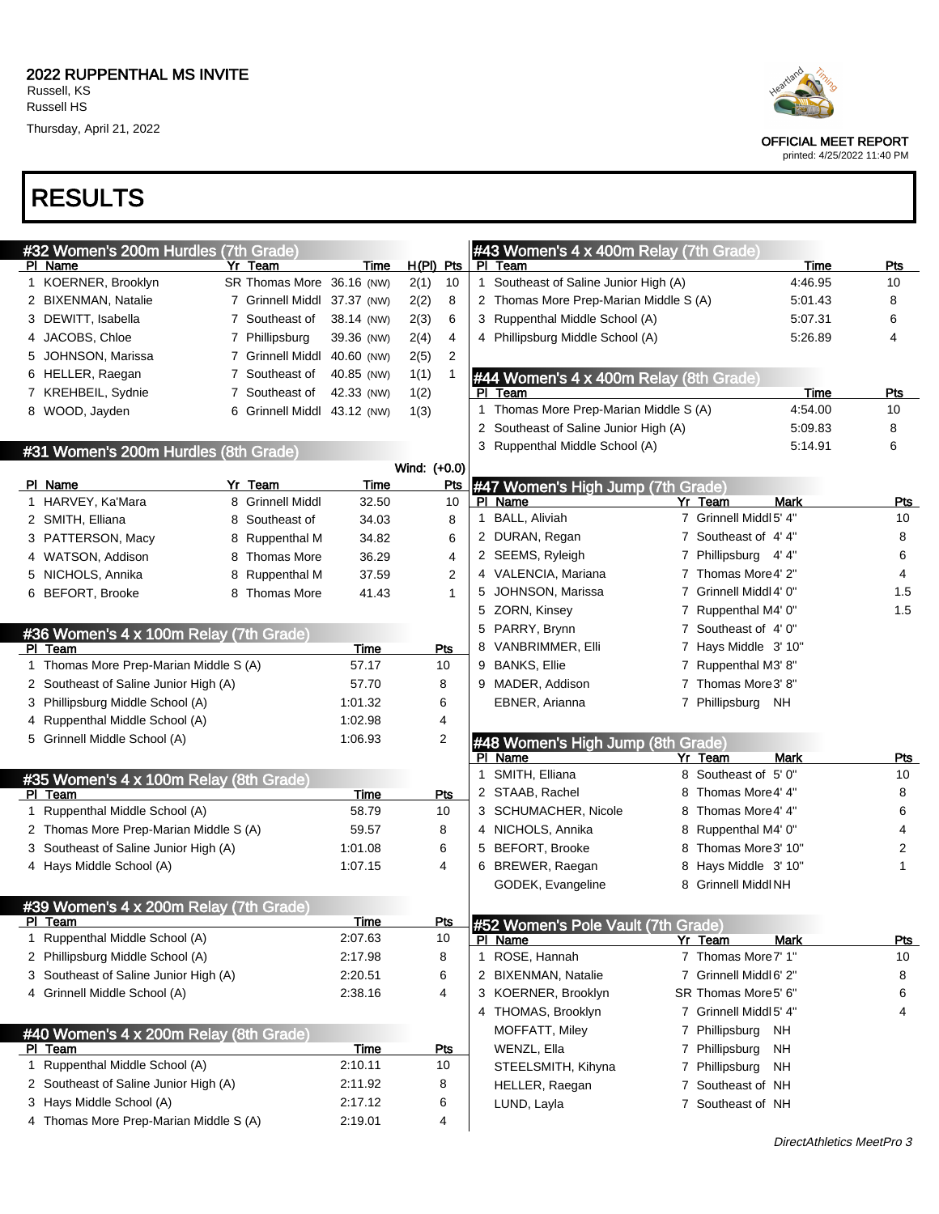## 2022 RUPPENTHAL MS INVITE

Russell, KS
Russell HS
Thursday, April 21, 2022

OFFICIAL MEET REPORT
printed: 4/25/2022 11:40 PM

# RESULTS

### #32 Women's 200m Hurdles (7th Grade)

| Pl | Name | Yr | Team | Time | H(Pl) | Pts |
|---|---|---|---|---|---|---|
| 1 | KOERNER, Brooklyn | SR | Thomas More | 36.16 (NW) | 2(1) | 10 |
| 2 | BIXENMAN, Natalie | 7 | Grinnell Middl | 37.37 (NW) | 2(2) | 8 |
| 3 | DEWITT, Isabella | 7 | Southeast of | 38.14 (NW) | 2(3) | 6 |
| 4 | JACOBS, Chloe | 7 | Phillipsburg | 39.36 (NW) | 2(4) | 4 |
| 5 | JOHNSON, Marissa | 7 | Grinnell Middl | 40.60 (NW) | 2(5) | 2 |
| 6 | HELLER, Raegan | 7 | Southeast of | 40.85 (NW) | 1(1) | 1 |
| 7 | KREHBEIL, Sydnie | 7 | Southeast of | 42.33 (NW) | 1(2) | |
| 8 | WOOD, Jayden | 6 | Grinnell Middl | 43.12 (NW) | 1(3) | |

### #31 Women's 200m Hurdles (8th Grade)

Wind: (+0.0)

| Pl | Name | Yr | Team | Time | Pts |
|---|---|---|---|---|---|
| 1 | HARVEY, Ka'Mara | 8 | Grinnell Middl | 32.50 | 10 |
| 2 | SMITH, Elliana | 8 | Southeast of | 34.03 | 8 |
| 3 | PATTERSON, Macy | 8 | Ruppenthal M | 34.82 | 6 |
| 4 | WATSON, Addison | 8 | Thomas More | 36.29 | 4 |
| 5 | NICHOLS, Annika | 8 | Ruppenthal M | 37.59 | 2 |
| 6 | BEFORT, Brooke | 8 | Thomas More | 41.43 | 1 |

### #36 Women's 4 x 100m Relay (7th Grade)

| Pl | Team | Time | Pts |
|---|---|---|---|
| 1 | Thomas More Prep-Marian Middle S (A) | 57.17 | 10 |
| 2 | Southeast of Saline Junior High (A) | 57.70 | 8 |
| 3 | Phillipsburg Middle School (A) | 1:01.32 | 6 |
| 4 | Ruppenthal Middle School (A) | 1:02.98 | 4 |
| 5 | Grinnell Middle School (A) | 1:06.93 | 2 |

### #35 Women's 4 x 100m Relay (8th Grade)

| Pl | Team | Time | Pts |
|---|---|---|---|
| 1 | Ruppenthal Middle School (A) | 58.79 | 10 |
| 2 | Thomas More Prep-Marian Middle S (A) | 59.57 | 8 |
| 3 | Southeast of Saline Junior High (A) | 1:01.08 | 6 |
| 4 | Hays Middle School (A) | 1:07.15 | 4 |

### #39 Women's 4 x 200m Relay (7th Grade)

| Pl | Team | Time | Pts |
|---|---|---|---|
| 1 | Ruppenthal Middle School (A) | 2:07.63 | 10 |
| 2 | Phillipsburg Middle School (A) | 2:17.98 | 8 |
| 3 | Southeast of Saline Junior High (A) | 2:20.51 | 6 |
| 4 | Grinnell Middle School (A) | 2:38.16 | 4 |

### #40 Women's 4 x 200m Relay (8th Grade)

| Pl | Team | Time | Pts |
|---|---|---|---|
| 1 | Ruppenthal Middle School (A) | 2:10.11 | 10 |
| 2 | Southeast of Saline Junior High (A) | 2:11.92 | 8 |
| 3 | Hays Middle School (A) | 2:17.12 | 6 |
| 4 | Thomas More Prep-Marian Middle S (A) | 2:19.01 | 4 |

### #43 Women's 4 x 400m Relay (7th Grade)

| Pl | Team | Time | Pts |
|---|---|---|---|
| 1 | Southeast of Saline Junior High (A) | 4:46.95 | 10 |
| 2 | Thomas More Prep-Marian Middle S (A) | 5:01.43 | 8 |
| 3 | Ruppenthal Middle School (A) | 5:07.31 | 6 |
| 4 | Phillipsburg Middle School (A) | 5:26.89 | 4 |

### #44 Women's 4 x 400m Relay (8th Grade)

| Pl | Team | Time | Pts |
|---|---|---|---|
| 1 | Thomas More Prep-Marian Middle S (A) | 4:54.00 | 10 |
| 2 | Southeast of Saline Junior High (A) | 5:09.83 | 8 |
| 3 | Ruppenthal Middle School (A) | 5:14.91 | 6 |

### #47 Women's High Jump (7th Grade)

| Pl | Name | Yr | Team | Mark | Pts |
|---|---|---|---|---|---|
| 1 | BALL, Aliviah | 7 | Grinnell Middl | 5' 4" | 10 |
| 2 | DURAN, Regan | 7 | Southeast of | 4' 4" | 8 |
| 2 | SEEMS, Ryleigh | 7 | Phillipsburg | 4' 4" | 6 |
| 4 | VALENCIA, Mariana | 7 | Thomas More | 4' 2" | 4 |
| 5 | JOHNSON, Marissa | 7 | Grinnell Middl | 4' 0" | 1.5 |
| 5 | ZORN, Kinsey | 7 | Ruppenthal M | 4' 0" | 1.5 |
| 5 | PARRY, Brynn | 7 | Southeast of | 4' 0" | |
| 8 | VANBRIMMER, Elli | 7 | Hays Middle | 3' 10" | |
| 9 | BANKS, Ellie | 7 | Ruppenthal M | 3' 8" | |
| 9 | MADER, Addison | 7 | Thomas More | 3' 8" | |
| | EBNER, Arianna | 7 | Phillipsburg | NH | |

### #48 Women's High Jump (8th Grade)

| Pl | Name | Yr | Team | Mark | Pts |
|---|---|---|---|---|---|
| 1 | SMITH, Elliana | 8 | Southeast of | 5' 0" | 10 |
| 2 | STAAB, Rachel | 8 | Thomas More | 4' 4" | 8 |
| 3 | SCHUMACHER, Nicole | 8 | Thomas More | 4' 4" | 6 |
| 4 | NICHOLS, Annika | 8 | Ruppenthal M | 4' 0" | 4 |
| 5 | BEFORT, Brooke | 8 | Thomas More | 3' 10" | 2 |
| 6 | BREWER, Raegan | 8 | Hays Middle | 3' 10" | 1 |
| | GODEK, Evangeline | 8 | Grinnell Middl | NH | |

### #52 Women's Pole Vault (7th Grade)

| Pl | Name | Yr | Team | Mark | Pts |
|---|---|---|---|---|---|
| 1 | ROSE, Hannah | 7 | Thomas More | 7' 1" | 10 |
| 2 | BIXENMAN, Natalie | 7 | Grinnell Middl | 6' 2" | 8 |
| 3 | KOERNER, Brooklyn | SR | Thomas More | 5' 6" | 6 |
| 4 | THOMAS, Brooklyn | 7 | Grinnell Middl | 5' 4" | 4 |
| | MOFFATT, Miley | 7 | Phillipsburg | NH | |
| | WENZL, Ella | 7 | Phillipsburg | NH | |
| | STEELSMITH, Kihyna | 7 | Phillipsburg | NH | |
| | HELLER, Raegan | 7 | Southeast of | NH | |
| | LUND, Layla | 7 | Southeast of | NH | |

*DirectAthletics MeetPro 3*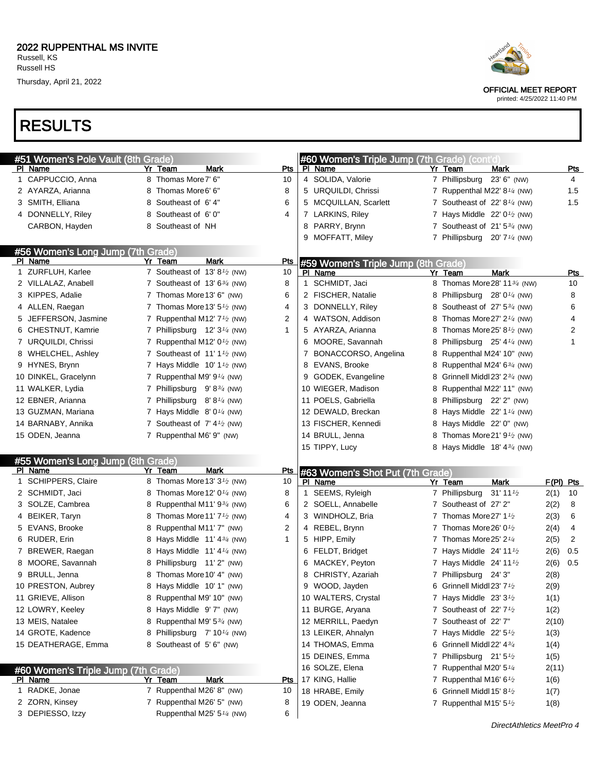## 2022 RUPPENTHAL MS INVITE

Russell, KS
Russell HS
Thursday, April 21, 2022

OFFICIAL MEET REPORT
printed: 4/25/2022 11:40 PM

# RESULTS

### #51 Women's Pole Vault (8th Grade)

| Pl | Name | Yr | Team | Mark | Pts |
|---|---|---|---|---|---|
| 1 | CAPPUCCIO, Anna | 8 | Thomas More | 7' 6" | 10 |
| 2 | AYARZA, Arianna | 8 | Thomas More | 6' 6" | 8 |
| 3 | SMITH, Elliana | 8 | Southeast of | 6' 4" | 6 |
| 4 | DONNELLY, Riley | 8 | Southeast of | 6' 0" | 4 |
| | CARBON, Hayden | 8 | Southeast of | NH | |

### #56 Women's Long Jump (7th Grade)

| Pl | Name | Yr | Team | Mark | Pts |
|---|---|---|---|---|---|
| 1 | ZURFLUH, Karlee | 7 | Southeast of | 13' 8½ (NW) | 10 |
| 2 | VILLALAZ, Anabell | 7 | Southeast of | 13' 6¾ (NW) | 8 |
| 3 | KIPPES, Adalie | 7 | Thomas More | 13' 6" (NW) | 6 |
| 4 | ALLEN, Raegan | 7 | Thomas More | 13' 5½ (NW) | 4 |
| 5 | JEFFERSON, Jasmine | 7 | Ruppenthal M | 12' 7½ (NW) | 2 |
| 6 | CHESTNUT, Kamrie | 7 | Phillipsburg | 12' 3¼ (NW) | 1 |
| 7 | URQUILDI, Chrissi | 7 | Ruppenthal M | 12' 0½ (NW) | |
| 8 | WHELCHEL, Ashley | 7 | Southeast of | 11' 1½ (NW) | |
| 9 | HYNES, Brynn | 7 | Hays Middle | 10' 1½ (NW) | |
| 10 | DINKEL, Gracelynn | 7 | Ruppenthal M | 9' 9¼ (NW) | |
| 11 | WALKER, Lydia | 7 | Phillipsburg | 9' 8¾ (NW) | |
| 12 | EBNER, Arianna | 7 | Phillipsburg | 8' 8¼ (NW) | |
| 13 | GUZMAN, Mariana | 7 | Hays Middle | 8' 0¼ (NW) | |
| 14 | BARNABY, Annika | 7 | Southeast of | 7' 4½ (NW) | |
| 15 | ODEN, Jeanna | 7 | Ruppenthal M | 6' 9" (NW) | |

### #55 Women's Long Jump (8th Grade)

| Pl | Name | Yr | Team | Mark | Pts |
|---|---|---|---|---|---|
| 1 | SCHIPPERS, Claire | 8 | Thomas More | 13' 3½ (NW) | 10 |
| 2 | SCHMIDT, Jaci | 8 | Thomas More | 12' 0¼ (NW) | 8 |
| 3 | SOLZE, Cambrea | 8 | Ruppenthal M | 11' 9¾ (NW) | 6 |
| 4 | BEIKER, Taryn | 8 | Thomas More | 11' 7½ (NW) | 4 |
| 5 | EVANS, Brooke | 8 | Ruppenthal M | 11' 7" (NW) | 2 |
| 6 | RUDER, Erin | 8 | Hays Middle | 11' 4¾ (NW) | 1 |
| 7 | BREWER, Raegan | 8 | Hays Middle | 11' 4¼ (NW) | |
| 8 | MOORE, Savannah | 8 | Phillipsburg | 11' 2" (NW) | |
| 9 | BRULL, Jenna | 8 | Thomas More | 10' 4" (NW) | |
| 10 | PRESTON, Aubrey | 8 | Hays Middle | 10' 1" (NW) | |
| 11 | GRIEVE, Allison | 8 | Ruppenthal M | 9' 10" (NW) | |
| 12 | LOWRY, Keeley | 8 | Hays Middle | 9' 7" (NW) | |
| 13 | MEIS, Natalee | 8 | Ruppenthal M | 9' 5¾ (NW) | |
| 14 | GROTE, Kadence | 8 | Phillipsburg | 7' 10¼ (NW) | |
| 15 | DEATHERAGE, Emma | 8 | Southeast of | 5' 6" (NW) | |

### #60 Women's Triple Jump (7th Grade)

| Pl | Name | Yr | Team | Mark | Pts |
|---|---|---|---|---|---|
| 1 | RADKE, Jonae | 7 | Ruppenthal M | 26' 8" (NW) | 10 |
| 2 | ZORN, Kinsey | 7 | Ruppenthal M | 26' 5" (NW) | 8 |
| 3 | DEPIESSO, Izzy | | Ruppenthal M | 25' 5¼ (NW) | 6 |
| 4 | SOLIDA, Valorie | 7 | Phillipsburg | 23' 6" (NW) | 4 |
| 5 | URQUILDI, Chrissi | 7 | Ruppenthal M | 22' 8¼ (NW) | 1.5 |
| 5 | MCQUILLAN, Scarlett | 7 | Southeast of | 22' 8¼ (NW) | 1.5 |
| 7 | LARKINS, Riley | 7 | Hays Middle | 22' 0½ (NW) | |
| 8 | PARRY, Brynn | 7 | Southeast of | 21' 5¾ (NW) | |
| 9 | MOFFATT, Miley | 7 | Phillipsburg | 20' 7¼ (NW) | |

### #59 Women's Triple Jump (8th Grade)

| Pl | Name | Yr | Team | Mark | Pts |
|---|---|---|---|---|---|
| 1 | SCHMIDT, Jaci | 8 | Thomas More | 28' 11¾ (NW) | 10 |
| 2 | FISCHER, Natalie | 8 | Phillipsburg | 28' 0¼ (NW) | 8 |
| 3 | DONNELLY, Riley | 8 | Southeast of | 27' 5¾ (NW) | 6 |
| 4 | WATSON, Addison | 8 | Thomas More | 27' 2¼ (NW) | 4 |
| 5 | AYARZA, Arianna | 8 | Thomas More | 25' 8½ (NW) | 2 |
| 6 | MOORE, Savannah | 8 | Phillipsburg | 25' 4¼ (NW) | 1 |
| 7 | BONACCORSO, Angelina | 8 | Ruppenthal M | 24' 10" (NW) | |
| 8 | EVANS, Brooke | 8 | Ruppenthal M | 24' 6¾ (NW) | |
| 9 | GODEK, Evangeline | 8 | Grinnell Middl | 23' 2¾ (NW) | |
| 10 | WIEGER, Madison | 8 | Ruppenthal M | 22' 11" (NW) | |
| 11 | POELS, Gabriella | 8 | Phillipsburg | 22' 2" (NW) | |
| 12 | DEWALD, Breckan | 8 | Hays Middle | 22' 1¼ (NW) | |
| 13 | FISCHER, Kennedi | 8 | Hays Middle | 22' 0" (NW) | |
| 14 | BRULL, Jenna | 8 | Thomas More | 21' 9½ (NW) | |
| 15 | TIPPY, Lucy | 8 | Hays Middle | 18' 4¾ (NW) | |

### #63 Women's Shot Put (7th Grade)

| Pl | Name | Yr | Team | Mark | F(PI) | Pts |
|---|---|---|---|---|---|---|
| 1 | SEEMS, Ryleigh | 7 | Phillipsburg | 31' 11½ | 2(1) | 10 |
| 2 | SOELL, Annabelle | 7 | Southeast of | 27' 2" | 2(2) | 8 |
| 3 | WINDHOLZ, Bria | 7 | Thomas More | 27' 1½ | 2(3) | 6 |
| 4 | REBEL, Brynn | 7 | Thomas More | 26' 0½ | 2(4) | 4 |
| 5 | HIPP, Emily | 7 | Thomas More | 25' 2¼ | 2(5) | 2 |
| 6 | FELDT, Bridget | 7 | Hays Middle | 24' 11½ | 2(6) | 0.5 |
| 6 | MACKEY, Peyton | 7 | Hays Middle | 24' 11½ | 2(6) | 0.5 |
| 8 | CHRISTY, Azariah | 7 | Phillipsburg | 24' 3" | 2(8) | |
| 9 | WOOD, Jayden | 6 | Grinnell Middl | 23' 7½ | 2(9) | |
| 10 | WALTERS, Crystal | 7 | Hays Middle | 23' 3½ | 1(1) | |
| 11 | BURGE, Aryana | 7 | Southeast of | 22' 7½ | 1(2) | |
| 12 | MERRILL, Paedyn | 7 | Southeast of | 22' 7" | 2(10) | |
| 13 | LEIKER, Ahnalyn | 7 | Hays Middle | 22' 5½ | 1(3) | |
| 14 | THOMAS, Emma | 6 | Grinnell Middl | 22' 4¾ | 1(4) | |
| 15 | DEINES, Emma | 7 | Phillipsburg | 21' 5½ | 1(5) | |
| 16 | SOLZE, Elena | 7 | Ruppenthal M | 20' 5¼ | 2(11) | |
| 17 | KING, Hallie | 7 | Ruppenthal M | 16' 6½ | 1(6) | |
| 18 | HRABE, Emily | 6 | Grinnell Middl | 15' 8½ | 1(7) | |
| 19 | ODEN, Jeanna | 7 | Ruppenthal M | 15' 5½ | 1(8) | |

*DirectAthletics MeetPro 4*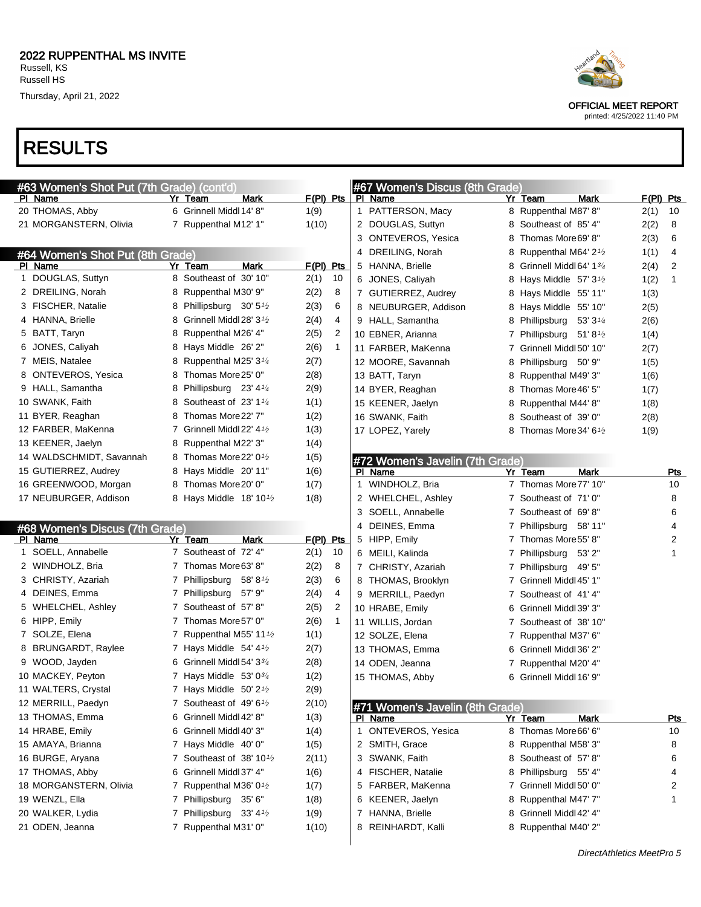## 2022 RUPPENTHAL MS INVITE

Russell, KS
Russell HS
Thursday, April 21, 2022

OFFICIAL MEET REPORT
printed: 4/25/2022 11:40 PM

# RESULTS

### #63 Women's Shot Put (7th Grade) (cont'd)

| Pl | Name | Yr | Team | Mark | F(Pl) | Pts |
|---|---|---|---|---|---|---|
| 20 | THOMAS, Abby | 6 | Grinnell Middl | 14' 8" | 1(9) | |
| 21 | MORGANSTERN, Olivia | 7 | Ruppenthal M | 12' 1" | 1(10) | |

### #64 Women's Shot Put (8th Grade)

| Pl | Name | Yr | Team | Mark | F(Pl) | Pts |
|---|---|---|---|---|---|---|
| 1 | DOUGLAS, Suttyn | 8 | Southeast of | 30' 10" | 2(1) | 10 |
| 2 | DREILING, Norah | 8 | Ruppenthal M | 30' 9" | 2(2) | 8 |
| 3 | FISCHER, Natalie | 8 | Phillipsburg | 30' 5½ | 2(3) | 6 |
| 4 | HANNA, Brielle | 8 | Grinnell Middl | 28' 3½ | 2(4) | 4 |
| 5 | BATT, Taryn | 8 | Ruppenthal M | 26' 4" | 2(5) | 2 |
| 6 | JONES, Caliyah | 8 | Hays Middle | 26' 2" | 2(6) | 1 |
| 7 | MEIS, Natalee | 8 | Ruppenthal M | 25' 3¼ | 2(7) | |
| 8 | ONTEVEROS, Yesica | 8 | Thomas More | 25' 0" | 2(8) | |
| 9 | HALL, Samantha | 8 | Phillipsburg | 23' 4¼ | 2(9) | |
| 10 | SWANK, Faith | 8 | Southeast of | 23' 1¼ | 1(1) | |
| 11 | BYER, Reaghan | 8 | Thomas More | 22' 7" | 1(2) | |
| 12 | FARBER, MaKenna | 7 | Grinnell Middl | 22' 4½ | 1(3) | |
| 13 | KEENER, Jaelyn | 8 | Ruppenthal M | 22' 3" | 1(4) | |
| 14 | WALDSCHMIDT, Savannah | 8 | Thomas More | 22' 0½ | 1(5) | |
| 15 | GUTIERREZ, Audrey | 8 | Hays Middle | 20' 11" | 1(6) | |
| 16 | GREENWOOD, Morgan | 8 | Thomas More | 20' 0" | 1(7) | |
| 17 | NEUBURGER, Addison | 8 | Hays Middle | 18' 10½ | 1(8) | |

### #68 Women's Discus (7th Grade)

| Pl | Name | Yr | Team | Mark | F(Pl) | Pts |
|---|---|---|---|---|---|---|
| 1 | SOELL, Annabelle | 7 | Southeast of | 72' 4" | 2(1) | 10 |
| 2 | WINDHOLZ, Bria | 7 | Thomas More | 63' 8" | 2(2) | 8 |
| 3 | CHRISTY, Azariah | 7 | Phillipsburg | 58' 8½ | 2(3) | 6 |
| 4 | DEINES, Emma | 7 | Phillipsburg | 57' 9" | 2(4) | 4 |
| 5 | WHELCHEL, Ashley | 7 | Southeast of | 57' 8" | 2(5) | 2 |
| 6 | HIPP, Emily | 7 | Thomas More | 57' 0" | 2(6) | 1 |
| 7 | SOLZE, Elena | 7 | Ruppenthal M | 55' 11½ | 1(1) | |
| 8 | BRUNGARDT, Raylee | 7 | Hays Middle | 54' 4½ | 2(7) | |
| 9 | WOOD, Jayden | 6 | Grinnell Middl | 54' 3¾ | 2(8) | |
| 10 | MACKEY, Peyton | 7 | Hays Middle | 53' 0¾ | 1(2) | |
| 11 | WALTERS, Crystal | 7 | Hays Middle | 50' 2½ | 2(9) | |
| 12 | MERRILL, Paedyn | 7 | Southeast of | 49' 6½ | 2(10) | |
| 13 | THOMAS, Emma | 6 | Grinnell Middl | 42' 8" | 1(3) | |
| 14 | HRABE, Emily | 6 | Grinnell Middl | 40' 3" | 1(4) | |
| 15 | AMAYA, Brianna | 7 | Hays Middle | 40' 0" | 1(5) | |
| 16 | BURGE, Aryana | 7 | Southeast of | 38' 10½ | 2(11) | |
| 17 | THOMAS, Abby | 6 | Grinnell Middl | 37' 4" | 1(6) | |
| 18 | MORGANSTERN, Olivia | 7 | Ruppenthal M | 36' 0½ | 1(7) | |
| 19 | WENZL, Ella | 7 | Phillipsburg | 35' 6" | 1(8) | |
| 20 | WALKER, Lydia | 7 | Phillipsburg | 33' 4½ | 1(9) | |
| 21 | ODEN, Jeanna | 7 | Ruppenthal M | 31' 0" | 1(10) | |

### #67 Women's Discus (8th Grade)

| Pl | Name | Yr | Team | Mark | F(Pl) | Pts |
|---|---|---|---|---|---|---|
| 1 | PATTERSON, Macy | 8 | Ruppenthal M | 87' 8" | 2(1) | 10 |
| 2 | DOUGLAS, Suttyn | 8 | Southeast of | 85' 4" | 2(2) | 8 |
| 3 | ONTEVEROS, Yesica | 8 | Thomas More | 69' 8" | 2(3) | 6 |
| 4 | DREILING, Norah | 8 | Ruppenthal M | 64' 2½ | 1(1) | 4 |
| 5 | HANNA, Brielle | 8 | Grinnell Middl | 64' 1¾ | 2(4) | 2 |
| 6 | JONES, Caliyah | 8 | Hays Middle | 57' 3½ | 1(2) | 1 |
| 7 | GUTIERREZ, Audrey | 8 | Hays Middle | 55' 11" | 1(3) | |
| 8 | NEUBURGER, Addison | 8 | Hays Middle | 55' 10" | 2(5) | |
| 9 | HALL, Samantha | 8 | Phillipsburg | 53' 3¼ | 2(6) | |
| 10 | EBNER, Arianna | 7 | Phillipsburg | 51' 8½ | 1(4) | |
| 11 | FARBER, MaKenna | 7 | Grinnell Middl | 50' 10" | 2(7) | |
| 12 | MOORE, Savannah | 8 | Phillipsburg | 50' 9" | 1(5) | |
| 13 | BATT, Taryn | 8 | Ruppenthal M | 49' 3" | 1(6) | |
| 14 | BYER, Reaghan | 8 | Thomas More | 46' 5" | 1(7) | |
| 15 | KEENER, Jaelyn | 8 | Ruppenthal M | 44' 8" | 1(8) | |
| 16 | SWANK, Faith | 8 | Southeast of | 39' 0" | 2(8) | |
| 17 | LOPEZ, Yarely | 8 | Thomas More | 34' 6½ | 1(9) | |

### #72 Women's Javelin (7th Grade)

| Pl | Name | Yr | Team | Mark | Pts |
|---|---|---|---|---|---|
| 1 | WINDHOLZ, Bria | 7 | Thomas More | 77' 10" | 10 |
| 2 | WHELCHEL, Ashley | 7 | Southeast of | 71' 0" | 8 |
| 3 | SOELL, Annabelle | 7 | Southeast of | 69' 8" | 6 |
| 4 | DEINES, Emma | 7 | Phillipsburg | 58' 11" | 4 |
| 5 | HIPP, Emily | 7 | Thomas More | 55' 8" | 2 |
| 6 | MEILI, Kalinda | 7 | Phillipsburg | 53' 2" | 1 |
| 7 | CHRISTY, Azariah | 7 | Phillipsburg | 49' 5" | |
| 8 | THOMAS, Brooklyn | 7 | Grinnell Middl | 45' 1" | |
| 9 | MERRILL, Paedyn | 7 | Southeast of | 41' 4" | |
| 10 | HRABE, Emily | 6 | Grinnell Middl | 39' 3" | |
| 11 | WILLIS, Jordan | 7 | Southeast of | 38' 10" | |
| 12 | SOLZE, Elena | 7 | Ruppenthal M | 37' 6" | |
| 13 | THOMAS, Emma | 6 | Grinnell Middl | 36' 2" | |
| 14 | ODEN, Jeanna | 7 | Ruppenthal M | 20' 4" | |
| 15 | THOMAS, Abby | 6 | Grinnell Middl | 16' 9" | |

### #71 Women's Javelin (8th Grade)

| Pl | Name | Yr | Team | Mark | Pts |
|---|---|---|---|---|---|
| 1 | ONTEVEROS, Yesica | 8 | Thomas More | 66' 6" | 10 |
| 2 | SMITH, Grace | 8 | Ruppenthal M | 58' 3" | 8 |
| 3 | SWANK, Faith | 8 | Southeast of | 57' 8" | 6 |
| 4 | FISCHER, Natalie | 8 | Phillipsburg | 55' 4" | 4 |
| 5 | FARBER, MaKenna | 7 | Grinnell Middl | 50' 0" | 2 |
| 6 | KEENER, Jaelyn | 8 | Ruppenthal M | 47' 7" | 1 |
| 7 | HANNA, Brielle | 8 | Grinnell Middl | 42' 4" | |
| 8 | REINHARDT, Kalli | 8 | Ruppenthal M | 40' 2" | |

*DirectAthletics MeetPro 5*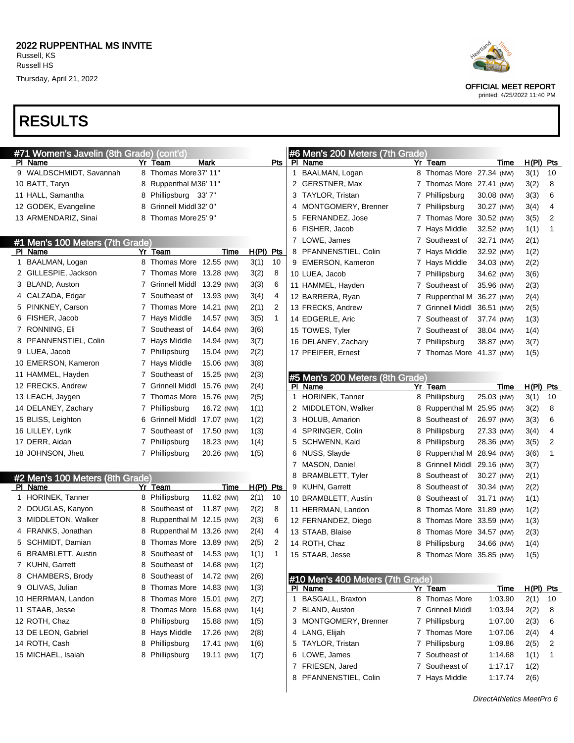## 2022 RUPPENTHAL MS INVITE

Russell, KS
Russell HS
Thursday, April 21, 2022

OFFICIAL MEET REPORT
printed: 4/25/2022 11:40 PM

# RESULTS

### #71 Women's Javelin (8th Grade) (cont'd)

| Pl | Name | Yr | Team | Mark | Pts |
|---|---|---|---|---|---|
| 9 | WALDSCHMIDT, Savannah | 8 | Thomas More | 37' 11" | |
| 10 | BATT, Taryn | 8 | Ruppenthal M | 36' 11" | |
| 11 | HALL, Samantha | 8 | Phillipsburg | 33' 7" | |
| 12 | GODEK, Evangeline | 8 | Grinnell Middl | 32' 0" | |
| 13 | ARMENDARIZ, Sinai | 8 | Thomas More | 25' 9" | |

### #1 Men's 100 Meters (7th Grade)

| Pl | Name | Yr | Team | Time | H(Pl) | Pts |
|---|---|---|---|---|---|---|
| 1 | BAALMAN, Logan | 8 | Thomas More | 12.55 (NW) | 3(1) | 10 |
| 2 | GILLESPIE, Jackson | 7 | Thomas More | 13.28 (NW) | 3(2) | 8 |
| 3 | BLAND, Auston | 7 | Grinnell Middl | 13.29 (NW) | 3(3) | 6 |
| 4 | CALZADA, Edgar | 7 | Southeast of | 13.93 (NW) | 3(4) | 4 |
| 5 | PINKNEY, Carson | 7 | Thomas More | 14.21 (NW) | 2(1) | 2 |
| 6 | FISHER, Jacob | 7 | Hays Middle | 14.57 (NW) | 3(5) | 1 |
| 7 | RONNING, Eli | 7 | Southeast of | 14.64 (NW) | 3(6) | |
| 8 | PFANNENSTIEL, Colin | 7 | Hays Middle | 14.94 (NW) | 3(7) | |
| 9 | LUEA, Jacob | 7 | Phillipsburg | 15.04 (NW) | 2(2) | |
| 10 | EMERSON, Kameron | 7 | Hays Middle | 15.06 (NW) | 3(8) | |
| 11 | HAMMEL, Hayden | 7 | Southeast of | 15.25 (NW) | 2(3) | |
| 12 | FRECKS, Andrew | 7 | Grinnell Middl | 15.76 (NW) | 2(4) | |
| 13 | LEACH, Jaygen | 7 | Thomas More | 15.76 (NW) | 2(5) | |
| 14 | DELANEY, Zachary | 7 | Phillipsburg | 16.72 (NW) | 1(1) | |
| 15 | BLISS, Leighton | 6 | Grinnell Middl | 17.07 (NW) | 1(2) | |
| 16 | LILLEY, Lyrik | 7 | Southeast of | 17.50 (NW) | 1(3) | |
| 17 | DERR, Aidan | 7 | Phillipsburg | 18.23 (NW) | 1(4) | |
| 18 | JOHNSON, Jhett | 7 | Phillipsburg | 20.26 (NW) | 1(5) | |

### #2 Men's 100 Meters (8th Grade)

| Pl | Name | Yr | Team | Time | H(Pl) | Pts |
|---|---|---|---|---|---|---|
| 1 | HORINEK, Tanner | 8 | Phillipsburg | 11.82 (NW) | 2(1) | 10 |
| 2 | DOUGLAS, Kanyon | 8 | Southeast of | 11.87 (NW) | 2(2) | 8 |
| 3 | MIDDLETON, Walker | 8 | Ruppenthal M | 12.15 (NW) | 2(3) | 6 |
| 4 | FRANKS, Jonathan | 8 | Ruppenthal M | 13.26 (NW) | 2(4) | 4 |
| 5 | SCHMIDT, Damian | 8 | Thomas More | 13.89 (NW) | 2(5) | 2 |
| 6 | BRAMBLETT, Austin | 8 | Southeast of | 14.53 (NW) | 1(1) | 1 |
| 7 | KUHN, Garrett | 8 | Southeast of | 14.68 (NW) | 1(2) | |
| 8 | CHAMBERS, Brody | 8 | Southeast of | 14.72 (NW) | 2(6) | |
| 9 | OLIVAS, Julian | 8 | Thomas More | 14.83 (NW) | 1(3) | |
| 10 | HERRMAN, Landon | 8 | Thomas More | 15.01 (NW) | 2(7) | |
| 11 | STAAB, Jesse | 8 | Thomas More | 15.68 (NW) | 1(4) | |
| 12 | ROTH, Chaz | 8 | Phillipsburg | 15.88 (NW) | 1(5) | |
| 13 | DE LEON, Gabriel | 8 | Hays Middle | 17.26 (NW) | 2(8) | |
| 14 | ROTH, Cash | 8 | Phillipsburg | 17.41 (NW) | 1(6) | |
| 15 | MICHAEL, Isaiah | 8 | Phillipsburg | 19.11 (NW) | 1(7) | |

### #6 Men's 200 Meters (7th Grade)

| Pl | Name | Yr | Team | Time | H(Pl) | Pts |
|---|---|---|---|---|---|---|
| 1 | BAALMAN, Logan | 8 | Thomas More | 27.34 (NW) | 3(1) | 10 |
| 2 | GERSTNER, Max | 7 | Thomas More | 27.41 (NW) | 3(2) | 8 |
| 3 | TAYLOR, Tristan | 7 | Phillipsburg | 30.08 (NW) | 3(3) | 6 |
| 4 | MONTGOMERY, Brenner | 7 | Phillipsburg | 30.27 (NW) | 3(4) | 4 |
| 5 | FERNANDEZ, Jose | 7 | Thomas More | 30.52 (NW) | 3(5) | 2 |
| 6 | FISHER, Jacob | 7 | Hays Middle | 32.52 (NW) | 1(1) | 1 |
| 7 | LOWE, James | 7 | Southeast of | 32.71 (NW) | 2(1) | |
| 8 | PFANNENSTIEL, Colin | 7 | Hays Middle | 32.92 (NW) | 1(2) | |
| 9 | EMERSON, Kameron | 7 | Hays Middle | 34.03 (NW) | 2(2) | |
| 10 | LUEA, Jacob | 7 | Phillipsburg | 34.62 (NW) | 3(6) | |
| 11 | HAMMEL, Hayden | 7 | Southeast of | 35.96 (NW) | 2(3) | |
| 12 | BARRERA, Ryan | 7 | Ruppenthal M | 36.27 (NW) | 2(4) | |
| 13 | FRECKS, Andrew | 7 | Grinnell Middl | 36.51 (NW) | 2(5) | |
| 14 | EDGERLE, Aric | 7 | Southeast of | 37.74 (NW) | 1(3) | |
| 15 | TOWES, Tyler | 7 | Southeast of | 38.04 (NW) | 1(4) | |
| 16 | DELANEY, Zachary | 7 | Phillipsburg | 38.87 (NW) | 3(7) | |
| 17 | PFEIFER, Ernest | 7 | Thomas More | 41.37 (NW) | 1(5) | |

### #5 Men's 200 Meters (8th Grade)

| Pl | Name | Yr | Team | Time | H(Pl) | Pts |
|---|---|---|---|---|---|---|
| 1 | HORINEK, Tanner | 8 | Phillipsburg | 25.03 (NW) | 3(1) | 10 |
| 2 | MIDDLETON, Walker | 8 | Ruppenthal M | 25.95 (NW) | 3(2) | 8 |
| 3 | BLISS, Aydan | 8 | Southeast of | 26.97 (NW) | 3(3) | 6 |
| 4 | SPRINGER, Colin | 8 | Phillipsburg | 27.33 (NW) | 3(4) | 4 |
| 5 | SCHWENN, Kaid | 8 | Phillipsburg | 28.36 (NW) | 3(5) | 2 |
| 6 | NUSS, Slayde | 8 | Ruppenthal M | 28.94 (NW) | 3(6) | 1 |
| 7 | MASON, Daniel | 8 | Grinnell Middl | 29.16 (NW) | 3(7) | |
| 8 | BRAMBLETT, Tyler | 8 | Southeast of | 30.27 (NW) | 2(1) | |
| 9 | KUHN, Garrett | 8 | Southeast of | 30.34 (NW) | 2(2) | |
| 10 | BRAMBLETT, Austin | 8 | Southeast of | 31.71 (NW) | 1(1) | |
| 11 | HERRMAN, Landon | 8 | Thomas More | 31.89 (NW) | 1(2) | |
| 12 | FERNANDEZ, Diego | 8 | Thomas More | 33.59 (NW) | 1(3) | |
| 13 | STAAB, Blaise | 8 | Thomas More | 34.57 (NW) | 2(3) | |
| 14 | ROTH, Chaz | 8 | Phillipsburg | 34.66 (NW) | 1(4) | |
| 15 | STAAB, Jesse | 8 | Thomas More | 35.85 (NW) | 1(5) | |

### #10 Men's 400 Meters (7th Grade)

| Pl | Name | Yr | Team | Time | H(Pl) | Pts |
|---|---|---|---|---|---|---|
| 1 | BASGALL, Braxton | 8 | Thomas More | 1:03.90 | 2(1) | 10 |
| 2 | BLAND, Auston | 7 | Grinnell Middl | 1:03.94 | 2(2) | 8 |
| 3 | MONTGOMERY, Brenner | 7 | Phillipsburg | 1:07.00 | 2(3) | 6 |
| 4 | LANG, Elijah | 7 | Thomas More | 1:07.06 | 2(4) | 4 |
| 5 | TAYLOR, Tristan | 7 | Phillipsburg | 1:09.86 | 2(5) | 2 |
| 6 | LOWE, James | 7 | Southeast of | 1:14.68 | 1(1) | 1 |
| 7 | FRIESEN, Jared | 7 | Southeast of | 1:17.17 | 1(2) | |
| 8 | PFANNENSTIEL, Colin | 7 | Hays Middle | 1:17.74 | 2(6) | |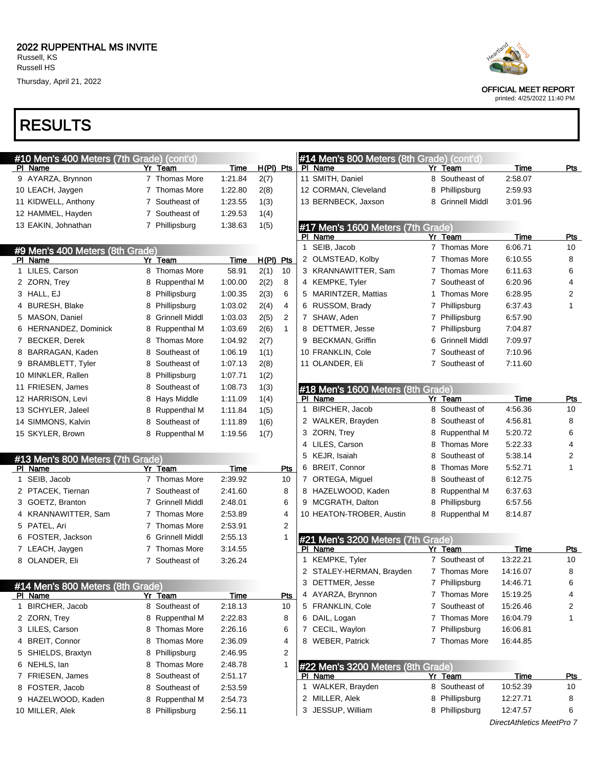# 2022 RUPPENTHAL MS INVITE

Russell, KS
Russell HS
Thursday, April 21, 2022

OFFICIAL MEET REPORT
printed: 4/25/2022 11:40 PM

# RESULTS

## #10 Men's 400 Meters (7th Grade) (cont'd)

| Pl | Name | Yr | Team | Time | H(Pl) | Pts |
|---|---|---|---|---|---|---|
| 9 | AYARZA, Brynnon | 7 | Thomas More | 1:21.84 | 2(7) | |
| 10 | LEACH, Jaygen | 7 | Thomas More | 1:22.80 | 2(8) | |
| 11 | KIDWELL, Anthony | 7 | Southeast of | 1:23.55 | 1(3) | |
| 12 | HAMMEL, Hayden | 7 | Southeast of | 1:29.53 | 1(4) | |
| 13 | EAKIN, Johnathan | 7 | Phillipsburg | 1:38.63 | 1(5) | |

## #9 Men's 400 Meters (8th Grade)

| Pl | Name | Yr | Team | Time | H(Pl) | Pts |
|---|---|---|---|---|---|---|
| 1 | LILES, Carson | 8 | Thomas More | 58.91 | 2(1) | 10 |
| 2 | ZORN, Trey | 8 | Ruppenthal M | 1:00.00 | 2(2) | 8 |
| 3 | HALL, EJ | 8 | Phillipsburg | 1:00.35 | 2(3) | 6 |
| 4 | BURESH, Blake | 8 | Phillipsburg | 1:03.02 | 2(4) | 4 |
| 5 | MASON, Daniel | 8 | Grinnell Middl | 1:03.03 | 2(5) | 2 |
| 6 | HERNANDEZ, Dominick | 8 | Ruppenthal M | 1:03.69 | 2(6) | 1 |
| 7 | BECKER, Derek | 8 | Thomas More | 1:04.92 | 2(7) | |
| 8 | BARRAGAN, Kaden | 8 | Southeast of | 1:06.19 | 1(1) | |
| 9 | BRAMBLETT, Tyler | 8 | Southeast of | 1:07.13 | 2(8) | |
| 10 | MINKLER, Rallen | 8 | Phillipsburg | 1:07.71 | 1(2) | |
| 11 | FRIESEN, James | 8 | Southeast of | 1:08.73 | 1(3) | |
| 12 | HARRISON, Levi | 8 | Hays Middle | 1:11.09 | 1(4) | |
| 13 | SCHYLER, Jaleel | 8 | Ruppenthal M | 1:11.84 | 1(5) | |
| 14 | SIMMONS, Kalvin | 8 | Southeast of | 1:11.89 | 1(6) | |
| 15 | SKYLER, Brown | 8 | Ruppenthal M | 1:19.56 | 1(7) | |

## #13 Men's 800 Meters (7th Grade)

| Pl | Name | Yr | Team | Time | Pts |
|---|---|---|---|---|---|
| 1 | SEIB, Jacob | 7 | Thomas More | 2:39.92 | 10 |
| 2 | PTACEK, Tiernan | 7 | Southeast of | 2:41.60 | 8 |
| 3 | GOETZ, Branton | 7 | Grinnell Middl | 2:48.01 | 6 |
| 4 | KRANNAWITTER, Sam | 7 | Thomas More | 2:53.89 | 4 |
| 5 | PATEL, Ari | 7 | Thomas More | 2:53.91 | 2 |
| 6 | FOSTER, Jackson | 6 | Grinnell Middl | 2:55.13 | 1 |
| 7 | LEACH, Jaygen | 7 | Thomas More | 3:14.55 | |
| 8 | OLANDER, Eli | 7 | Southeast of | 3:26.24 | |

## #14 Men's 800 Meters (8th Grade)

| Pl | Name | Yr | Team | Time | Pts |
|---|---|---|---|---|---|
| 1 | BIRCHER, Jacob | 8 | Southeast of | 2:18.13 | 10 |
| 2 | ZORN, Trey | 8 | Ruppenthal M | 2:22.83 | 8 |
| 3 | LILES, Carson | 8 | Thomas More | 2:26.16 | 6 |
| 4 | BREIT, Connor | 8 | Thomas More | 2:36.09 | 4 |
| 5 | SHIELDS, Braxtyn | 8 | Phillipsburg | 2:46.95 | 2 |
| 6 | NEHLS, Ian | 8 | Thomas More | 2:48.78 | 1 |
| 7 | FRIESEN, James | 8 | Southeast of | 2:51.17 | |
| 8 | FOSTER, Jacob | 8 | Southeast of | 2:53.59 | |
| 9 | HAZELWOOD, Kaden | 8 | Ruppenthal M | 2:54.73 | |
| 10 | MILLER, Alek | 8 | Phillipsburg | 2:56.11 | |
| 11 | SMITH, Daniel | 8 | Southeast of | 2:58.07 | |
| 12 | CORMAN, Cleveland | 8 | Phillipsburg | 2:59.93 | |
| 13 | BERNBECK, Jaxson | 8 | Grinnell Middl | 3:01.96 | |

## #17 Men's 1600 Meters (7th Grade)

| Pl | Name | Yr | Team | Time | Pts |
|---|---|---|---|---|---|
| 1 | SEIB, Jacob | 7 | Thomas More | 6:06.71 | 10 |
| 2 | OLMSTEAD, Kolby | 7 | Thomas More | 6:10.55 | 8 |
| 3 | KRANNAWITTER, Sam | 7 | Thomas More | 6:11.63 | 6 |
| 4 | KEMPKE, Tyler | 7 | Southeast of | 6:20.96 | 4 |
| 5 | MARINTZER, Mattias | 1 | Thomas More | 6:28.95 | 2 |
| 6 | RUSSOM, Brady | 7 | Phillipsburg | 6:37.43 | 1 |
| 7 | SHAW, Aden | 7 | Phillipsburg | 6:57.90 | |
| 8 | DETTMER, Jesse | 7 | Phillipsburg | 7:04.87 | |
| 9 | BECKMAN, Griffin | 6 | Grinnell Middl | 7:09.97 | |
| 10 | FRANKLIN, Cole | 7 | Southeast of | 7:10.96 | |
| 11 | OLANDER, Eli | 7 | Southeast of | 7:11.60 | |

## #18 Men's 1600 Meters (8th Grade)

| Pl | Name | Yr | Team | Time | Pts |
|---|---|---|---|---|---|
| 1 | BIRCHER, Jacob | 8 | Southeast of | 4:56.36 | 10 |
| 2 | WALKER, Brayden | 8 | Southeast of | 4:56.81 | 8 |
| 3 | ZORN, Trey | 8 | Ruppenthal M | 5:20.72 | 6 |
| 4 | LILES, Carson | 8 | Thomas More | 5:22.33 | 4 |
| 5 | KEJR, Isaiah | 8 | Southeast of | 5:38.14 | 2 |
| 6 | BREIT, Connor | 8 | Thomas More | 5:52.71 | 1 |
| 7 | ORTEGA, Miguel | 8 | Southeast of | 6:12.75 | |
| 8 | HAZELWOOD, Kaden | 8 | Ruppenthal M | 6:37.63 | |
| 9 | MCGRATH, Dalton | 8 | Phillipsburg | 6:57.56 | |
| 10 | HEATON-TROBER, Austin | 8 | Ruppenthal M | 8:14.87 | |

## #21 Men's 3200 Meters (7th Grade)

| Pl | Name | Yr | Team | Time | Pts |
|---|---|---|---|---|---|
| 1 | KEMPKE, Tyler | 7 | Southeast of | 13:22.21 | 10 |
| 2 | STALEY-HERMAN, Brayden | 7 | Thomas More | 14:16.07 | 8 |
| 3 | DETTMER, Jesse | 7 | Phillipsburg | 14:46.71 | 6 |
| 4 | AYARZA, Brynnon | 7 | Thomas More | 15:19.25 | 4 |
| 5 | FRANKLIN, Cole | 7 | Southeast of | 15:26.46 | 2 |
| 6 | DAIL, Logan | 7 | Thomas More | 16:04.79 | 1 |
| 7 | CECIL, Waylon | 7 | Phillipsburg | 16:06.81 | |
| 8 | WEBER, Patrick | 7 | Thomas More | 16:44.85 | |

## #22 Men's 3200 Meters (8th Grade)

| Pl | Name | Yr | Team | Time | Pts |
|---|---|---|---|---|---|
| 1 | WALKER, Brayden | 8 | Southeast of | 10:52.39 | 10 |
| 2 | MILLER, Alek | 8 | Phillipsburg | 12:27.71 | 8 |
| 3 | JESSUP, William | 8 | Phillipsburg | 12:47.57 | 6 |

DirectAthletics MeetPro 7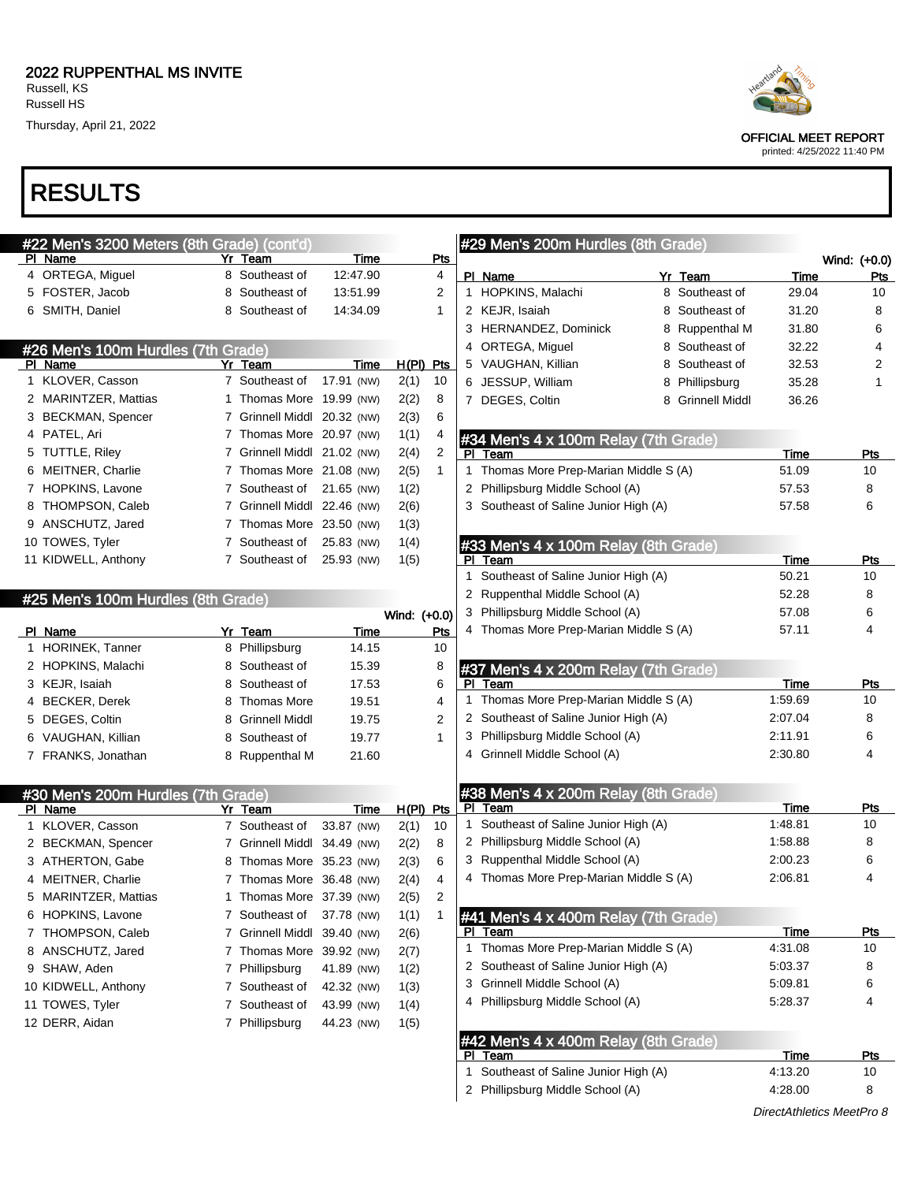2022 RUPPENTHAL MS INVITE
Russell, KS
Russell HS
Thursday, April 21, 2022

OFFICIAL MEET REPORT
printed: 4/25/2022 11:40 PM

# RESULTS

## #22 Men's 3200 Meters (8th Grade) (cont'd)

| Pl | Name | Yr | Team | Time | Pts |
|---|---|---|---|---|---|
| 4 | ORTEGA, Miguel | 8 | Southeast of | 12:47.90 | 4 |
| 5 | FOSTER, Jacob | 8 | Southeast of | 13:51.99 | 2 |
| 6 | SMITH, Daniel | 8 | Southeast of | 14:34.09 | 1 |

## #26 Men's 100m Hurdles (7th Grade)

| Pl | Name | Yr | Team | Time | H(Pl) | Pts |
|---|---|---|---|---|---|---|
| 1 | KLOVER, Casson | 7 | Southeast of | 17.91 (NW) | 2(1) | 10 |
| 2 | MARINTZER, Mattias | 1 | Thomas More | 19.99 (NW) | 2(2) | 8 |
| 3 | BECKMAN, Spencer | 7 | Grinnell Middl | 20.32 (NW) | 2(3) | 6 |
| 4 | PATEL, Ari | 7 | Thomas More | 20.97 (NW) | 1(1) | 4 |
| 5 | TUTTLE, Riley | 7 | Grinnell Middl | 21.02 (NW) | 2(4) | 2 |
| 6 | MEITNER, Charlie | 7 | Thomas More | 21.08 (NW) | 2(5) | 1 |
| 7 | HOPKINS, Lavone | 7 | Southeast of | 21.65 (NW) | 1(2) | |
| 8 | THOMPSON, Caleb | 7 | Grinnell Middl | 22.46 (NW) | 2(6) | |
| 9 | ANSCHUTZ, Jared | 7 | Thomas More | 23.50 (NW) | 1(3) | |
| 10 | TOWES, Tyler | 7 | Southeast of | 25.83 (NW) | 1(4) | |
| 11 | KIDWELL, Anthony | 7 | Southeast of | 25.93 (NW) | 1(5) | |

## #25 Men's 100m Hurdles (8th Grade)

Wind: (+0.0)

| Pl | Name | Yr | Team | Time | Pts |
|---|---|---|---|---|---|
| 1 | HORINEK, Tanner | 8 | Phillipsburg | 14.15 | 10 |
| 2 | HOPKINS, Malachi | 8 | Southeast of | 15.39 | 8 |
| 3 | KEJR, Isaiah | 8 | Southeast of | 17.53 | 6 |
| 4 | BECKER, Derek | 8 | Thomas More | 19.51 | 4 |
| 5 | DEGES, Coltin | 8 | Grinnell Middl | 19.75 | 2 |
| 6 | VAUGHAN, Killian | 8 | Southeast of | 19.77 | 1 |
| 7 | FRANKS, Jonathan | 8 | Ruppenthal M | 21.60 | |

## #30 Men's 200m Hurdles (7th Grade)

| Pl | Name | Yr | Team | Time | H(Pl) | Pts |
|---|---|---|---|---|---|---|
| 1 | KLOVER, Casson | 7 | Southeast of | 33.87 (NW) | 2(1) | 10 |
| 2 | BECKMAN, Spencer | 7 | Grinnell Middl | 34.49 (NW) | 2(2) | 8 |
| 3 | ATHERTON, Gabe | 8 | Thomas More | 35.23 (NW) | 2(3) | 6 |
| 4 | MEITNER, Charlie | 7 | Thomas More | 36.48 (NW) | 2(4) | 4 |
| 5 | MARINTZER, Mattias | 1 | Thomas More | 37.39 (NW) | 2(5) | 2 |
| 6 | HOPKINS, Lavone | 7 | Southeast of | 37.78 (NW) | 1(1) | 1 |
| 7 | THOMPSON, Caleb | 7 | Grinnell Middl | 39.40 (NW) | 2(6) | |
| 8 | ANSCHUTZ, Jared | 7 | Thomas More | 39.92 (NW) | 2(7) | |
| 9 | SHAW, Aden | 7 | Phillipsburg | 41.89 (NW) | 1(2) | |
| 10 | KIDWELL, Anthony | 7 | Southeast of | 42.32 (NW) | 1(3) | |
| 11 | TOWES, Tyler | 7 | Southeast of | 43.99 (NW) | 1(4) | |
| 12 | DERR, Aidan | 7 | Phillipsburg | 44.23 (NW) | 1(5) | |

## #29 Men's 200m Hurdles (8th Grade)

Wind: (+0.0)

| Pl | Name | Yr | Team | Time | Pts |
|---|---|---|---|---|---|
| 1 | HOPKINS, Malachi | 8 | Southeast of | 29.04 | 10 |
| 2 | KEJR, Isaiah | 8 | Southeast of | 31.20 | 8 |
| 3 | HERNANDEZ, Dominick | 8 | Ruppenthal M | 31.80 | 6 |
| 4 | ORTEGA, Miguel | 8 | Southeast of | 32.22 | 4 |
| 5 | VAUGHAN, Killian | 8 | Southeast of | 32.53 | 2 |
| 6 | JESSUP, William | 8 | Phillipsburg | 35.28 | 1 |
| 7 | DEGES, Coltin | 8 | Grinnell Middl | 36.26 | |

## #34 Men's 4 x 100m Relay (7th Grade)

| Pl | Team | Time | Pts |
|---|---|---|---|
| 1 | Thomas More Prep-Marian Middle S (A) | 51.09 | 10 |
| 2 | Phillipsburg Middle School (A) | 57.53 | 8 |
| 3 | Southeast of Saline Junior High (A) | 57.58 | 6 |

## #33 Men's 4 x 100m Relay (8th Grade)

| Pl | Team | Time | Pts |
|---|---|---|---|
| 1 | Southeast of Saline Junior High (A) | 50.21 | 10 |
| 2 | Ruppenthal Middle School (A) | 52.28 | 8 |
| 3 | Phillipsburg Middle School (A) | 57.08 | 6 |
| 4 | Thomas More Prep-Marian Middle S (A) | 57.11 | 4 |

## #37 Men's 4 x 200m Relay (7th Grade)

| Pl | Team | Time | Pts |
|---|---|---|---|
| 1 | Thomas More Prep-Marian Middle S (A) | 1:59.69 | 10 |
| 2 | Southeast of Saline Junior High (A) | 2:07.04 | 8 |
| 3 | Phillipsburg Middle School (A) | 2:11.91 | 6 |
| 4 | Grinnell Middle School (A) | 2:30.80 | 4 |

## #38 Men's 4 x 200m Relay (8th Grade)

| Pl | Team | Time | Pts |
|---|---|---|---|
| 1 | Southeast of Saline Junior High (A) | 1:48.81 | 10 |
| 2 | Phillipsburg Middle School (A) | 1:58.88 | 8 |
| 3 | Ruppenthal Middle School (A) | 2:00.23 | 6 |
| 4 | Thomas More Prep-Marian Middle S (A) | 2:06.81 | 4 |

## #41 Men's 4 x 400m Relay (7th Grade)

| Pl | Team | Time | Pts |
|---|---|---|---|
| 1 | Thomas More Prep-Marian Middle S (A) | 4:31.08 | 10 |
| 2 | Southeast of Saline Junior High (A) | 5:03.37 | 8 |
| 3 | Grinnell Middle School (A) | 5:09.81 | 6 |
| 4 | Phillipsburg Middle School (A) | 5:28.37 | 4 |

## #42 Men's 4 x 400m Relay (8th Grade)

| Pl | Team | Time | Pts |
|---|---|---|---|
| 1 | Southeast of Saline Junior High (A) | 4:13.20 | 10 |
| 2 | Phillipsburg Middle School (A) | 4:28.00 | 8 |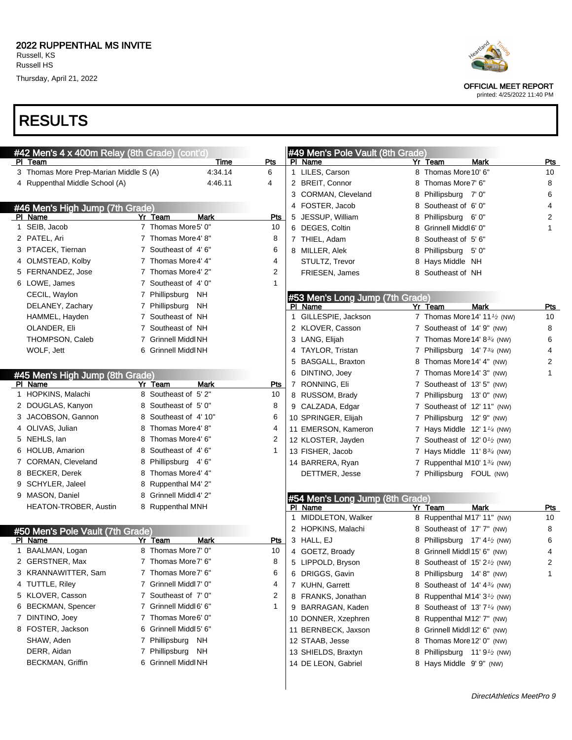# 2022 RUPPENTHAL MS INVITE

Russell, KS
Russell HS
Thursday, April 21, 2022

OFFICIAL MEET REPORT
printed: 4/25/2022 11:40 PM

# RESULTS

## #42 Men's 4 x 400m Relay (8th Grade) (cont'd)

| Pl | Team | Time | Pts |
|---|---|---|---|
| 3 | Thomas More Prep-Marian Middle S (A) | 4:34.14 | 6 |
| 4 | Ruppenthal Middle School (A) | 4:46.11 | 4 |

## #46 Men's High Jump (7th Grade)

| Pl | Name | Yr | Team | Mark | Pts |
|---|---|---|---|---|---|
| 1 | SEIB, Jacob | 7 | Thomas More | 5' 0" | 10 |
| 2 | PATEL, Ari | 7 | Thomas More | 4' 8" | 8 |
| 3 | PTACEK, Tiernan | 7 | Southeast of | 4' 6" | 6 |
| 4 | OLMSTEAD, Kolby | 7 | Thomas More | 4' 4" | 4 |
| 5 | FERNANDEZ, Jose | 7 | Thomas More | 4' 2" | 2 |
| 6 | LOWE, James | 7 | Southeast of | 4' 0" | 1 |
| | CECIL, Waylon | 7 | Phillipsburg | NH | |
| | DELANEY, Zachary | 7 | Phillipsburg | NH | |
| | HAMMEL, Hayden | 7 | Southeast of | NH | |
| | OLANDER, Eli | 7 | Southeast of | NH | |
| | THOMPSON, Caleb | 7 | Grinnell Middl | NH | |
| | WOLF, Jett | 6 | Grinnell Middl | NH | |

## #45 Men's High Jump (8th Grade)

| Pl | Name | Yr | Team | Mark | Pts |
|---|---|---|---|---|---|
| 1 | HOPKINS, Malachi | 8 | Southeast of | 5' 2" | 10 |
| 2 | DOUGLAS, Kanyon | 8 | Southeast of | 5' 0" | 8 |
| 3 | JACOBSON, Gannon | 8 | Southeast of | 4' 10" | 6 |
| 4 | OLIVAS, Julian | 8 | Thomas More | 4' 8" | 4 |
| 5 | NEHLS, Ian | 8 | Thomas More | 4' 6" | 2 |
| 6 | HOLUB, Amarion | 8 | Southeast of | 4' 6" | 1 |
| 7 | CORMAN, Cleveland | 8 | Phillipsburg | 4' 6" | |
| 8 | BECKER, Derek | 8 | Thomas More | 4' 4" | |
| 9 | SCHYLER, Jaleel | 8 | Ruppenthal M | 4' 2" | |
| 9 | MASON, Daniel | 8 | Grinnell Middl | 4' 2" | |
| | HEATON-TROBER, Austin | 8 | Ruppenthal M | NH | |

## #50 Men's Pole Vault (7th Grade)

| Pl | Name | Yr | Team | Mark | Pts |
|---|---|---|---|---|---|
| 1 | BAALMAN, Logan | 8 | Thomas More | 7' 0" | 10 |
| 2 | GERSTNER, Max | 7 | Thomas More | 7' 6" | 8 |
| 3 | KRANNAWITTER, Sam | 7 | Thomas More | 7' 6" | 6 |
| 4 | TUTTLE, Riley | 7 | Grinnell Middl | 7' 0" | 4 |
| 5 | KLOVER, Casson | 7 | Southeast of | 7' 0" | 2 |
| 6 | BECKMAN, Spencer | 7 | Grinnell Middl | 6' 6" | 1 |
| 7 | DINTINO, Joey | 7 | Thomas More | 6' 0" | |
| 8 | FOSTER, Jackson | 6 | Grinnell Middl | 5' 6" | |
| | SHAW, Aden | 7 | Phillipsburg | NH | |
| | DERR, Aidan | 7 | Phillipsburg | NH | |
| | BECKMAN, Griffin | 6 | Grinnell Middl | NH | |

## #49 Men's Pole Vault (8th Grade)

| Pl | Name | Yr | Team | Mark | Pts |
|---|---|---|---|---|---|
| 1 | LILES, Carson | 8 | Thomas More | 10' 6" | 10 |
| 2 | BREIT, Connor | 8 | Thomas More | 7' 6" | 8 |
| 3 | CORMAN, Cleveland | 8 | Phillipsburg | 7' 0" | 6 |
| 4 | FOSTER, Jacob | 8 | Southeast of | 6' 0" | 4 |
| 5 | JESSUP, William | 8 | Phillipsburg | 6' 0" | 2 |
| 6 | DEGES, Coltin | 8 | Grinnell Middl | 6' 0" | 1 |
| 7 | THIEL, Adam | 8 | Southeast of | 5' 6" | |
| 8 | MILLER, Alek | 8 | Phillipsburg | 5' 0" | |
| | STULTZ, Trevor | 8 | Hays Middle | NH | |
| | FRIESEN, James | 8 | Southeast of | NH | |

## #53 Men's Long Jump (7th Grade)

| Pl | Name | Yr | Team | Mark | Pts |
|---|---|---|---|---|---|
| 1 | GILLESPIE, Jackson | 7 | Thomas More | 14' 11½ (NW) | 10 |
| 2 | KLOVER, Casson | 7 | Southeast of | 14' 9" (NW) | 8 |
| 3 | LANG, Elijah | 7 | Thomas More | 14' 8¾ (NW) | 6 |
| 4 | TAYLOR, Tristan | 7 | Phillipsburg | 14' 7¾ (NW) | 4 |
| 5 | BASGALL, Braxton | 8 | Thomas More | 14' 4" (NW) | 2 |
| 6 | DINTINO, Joey | 7 | Thomas More | 14' 3" (NW) | 1 |
| 7 | RONNING, Eli | 7 | Southeast of | 13' 5" (NW) | |
| 8 | RUSSOM, Brady | 7 | Phillipsburg | 13' 0" (NW) | |
| 9 | CALZADA, Edgar | 7 | Southeast of | 12' 11" (NW) | |
| 10 | SPRINGER, Elijah | 7 | Phillipsburg | 12' 9" (NW) | |
| 11 | EMERSON, Kameron | 7 | Hays Middle | 12' 1¼ (NW) | |
| 12 | KLOSTER, Jayden | 7 | Southeast of | 12' 0½ (NW) | |
| 13 | FISHER, Jacob | 7 | Hays Middle | 11' 8¾ (NW) | |
| 14 | BARRERA, Ryan | 7 | Ruppenthal M | 10' 1¾ (NW) | |
| | DETTMER, Jesse | 7 | Phillipsburg | FOUL (NW) | |

## #54 Men's Long Jump (8th Grade)

| Pl | Name | Yr | Team | Mark | Pts |
|---|---|---|---|---|---|
| 1 | MIDDLETON, Walker | 8 | Ruppenthal M | 17' 11" (NW) | 10 |
| 2 | HOPKINS, Malachi | 8 | Southeast of | 17' 7" (NW) | 8 |
| 3 | HALL, EJ | 8 | Phillipsburg | 17' 4½ (NW) | 6 |
| 4 | GOETZ, Broady | 8 | Grinnell Middl | 15' 6" (NW) | 4 |
| 5 | LIPPOLD, Bryson | 8 | Southeast of | 15' 2½ (NW) | 2 |
| 6 | DRIGGS, Gavin | 8 | Phillipsburg | 14' 8" (NW) | 1 |
| 7 | KUHN, Garrett | 8 | Southeast of | 14' 4¾ (NW) | |
| 8 | FRANKS, Jonathan | 8 | Ruppenthal M | 14' 3½ (NW) | |
| 9 | BARRAGAN, Kaden | 8 | Southeast of | 13' 7¼ (NW) | |
| 10 | DONNER, Xzephren | 8 | Ruppenthal M | 12' 7" (NW) | |
| 11 | BERNBECK, Jaxson | 8 | Grinnell Middl | 12' 6" (NW) | |
| 12 | STAAB, Jesse | 8 | Thomas More | 12' 0" (NW) | |
| 13 | SHIELDS, Braxtyn | 8 | Phillipsburg | 11' 9½ (NW) | |
| 14 | DE LEON, Gabriel | 8 | Hays Middle | 9' 9" (NW) | |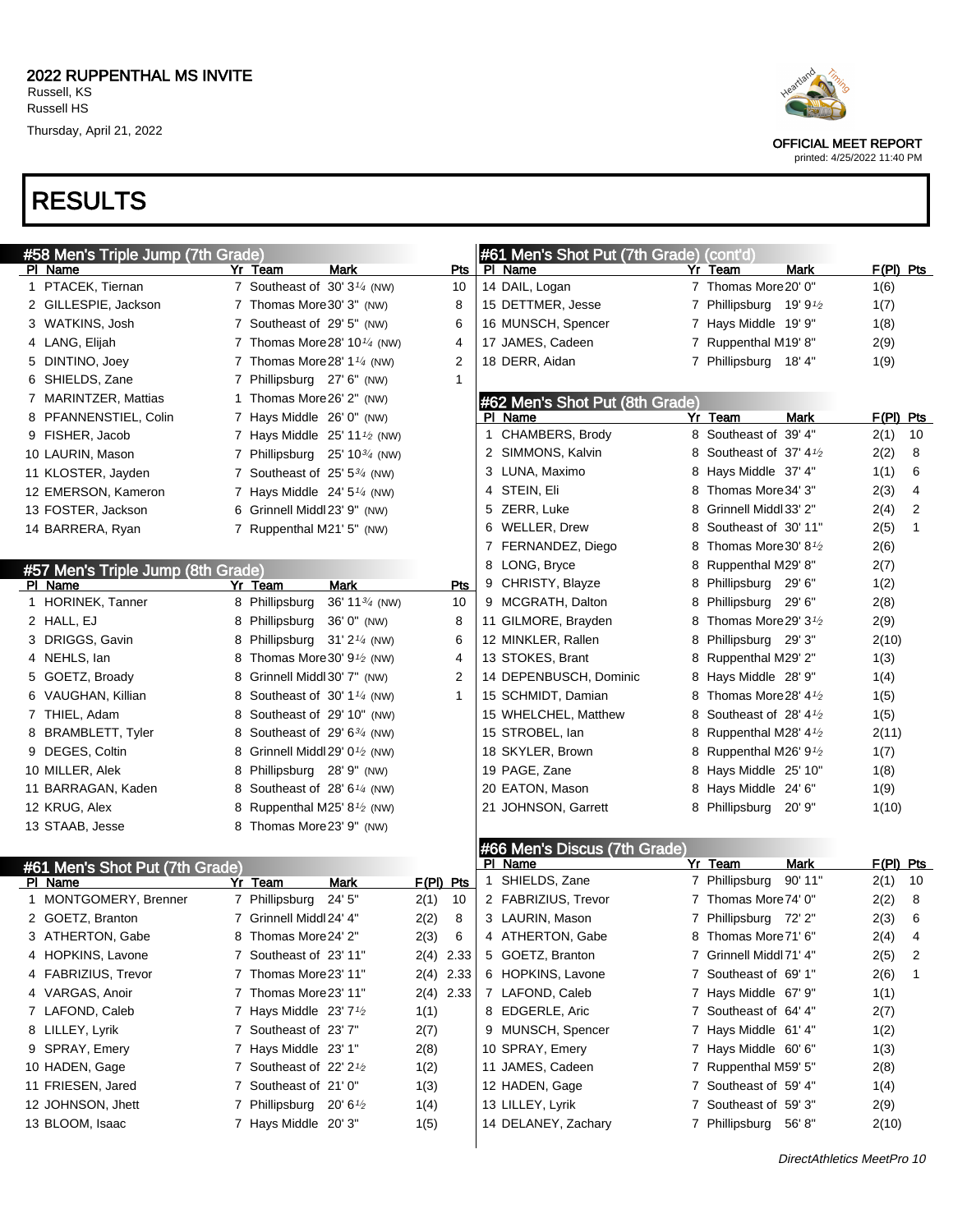2022 RUPPENTHAL MS INVITE
Russell, KS
Russell HS
Thursday, April 21, 2022

OFFICIAL MEET REPORT
printed: 4/25/2022 11:40 PM

# RESULTS

## #58 Men's Triple Jump (7th Grade)

| Pl | Name | Yr | Team | Mark | Pts |
|---|---|---|---|---|---|
| 1 | PTACEK, Tiernan | 7 | Southeast of | 30' 3¼ (NW) | 10 |
| 2 | GILLESPIE, Jackson | 7 | Thomas More | 30' 3" (NW) | 8 |
| 3 | WATKINS, Josh | 7 | Southeast of | 29' 5" (NW) | 6 |
| 4 | LANG, Elijah | 7 | Thomas More | 28' 10¼ (NW) | 4 |
| 5 | DINTINO, Joey | 7 | Thomas More | 28' 1¼ (NW) | 2 |
| 6 | SHIELDS, Zane | 7 | Phillipsburg | 27' 6" (NW) | 1 |
| 7 | MARINTZER, Mattias | 1 | Thomas More | 26' 2" (NW) | |
| 8 | PFANNENSTIEL, Colin | 7 | Hays Middle | 26' 0" (NW) | |
| 9 | FISHER, Jacob | 7 | Hays Middle | 25' 11½ (NW) | |
| 10 | LAURIN, Mason | 7 | Phillipsburg | 25' 10¾ (NW) | |
| 11 | KLOSTER, Jayden | 7 | Southeast of | 25' 5¾ (NW) | |
| 12 | EMERSON, Kameron | 7 | Hays Middle | 24' 5¼ (NW) | |
| 13 | FOSTER, Jackson | 6 | Grinnell Middl | 23' 9" (NW) | |
| 14 | BARRERA, Ryan | 7 | Ruppenthal M | 21' 5" (NW) | |

## #57 Men's Triple Jump (8th Grade)

| Pl | Name | Yr | Team | Mark | Pts |
|---|---|---|---|---|---|
| 1 | HORINEK, Tanner | 8 | Phillipsburg | 36' 11¾ (NW) | 10 |
| 2 | HALL, EJ | 8 | Phillipsburg | 36' 0" (NW) | 8 |
| 3 | DRIGGS, Gavin | 8 | Phillipsburg | 31' 2¼ (NW) | 6 |
| 4 | NEHLS, Ian | 8 | Thomas More | 30' 9½ (NW) | 4 |
| 5 | GOETZ, Broady | 8 | Grinnell Middl | 30' 7" (NW) | 2 |
| 6 | VAUGHAN, Killian | 8 | Southeast of | 30' 1¼ (NW) | 1 |
| 7 | THIEL, Adam | 8 | Southeast of | 29' 10" (NW) | |
| 8 | BRAMBLETT, Tyler | 8 | Southeast of | 29' 6¾ (NW) | |
| 9 | DEGES, Coltin | 8 | Grinnell Middl | 29' 0½ (NW) | |
| 10 | MILLER, Alek | 8 | Phillipsburg | 28' 9" (NW) | |
| 11 | BARRAGAN, Kaden | 8 | Southeast of | 28' 6¼ (NW) | |
| 12 | KRUG, Alex | 8 | Ruppenthal M | 25' 8½ (NW) | |
| 13 | STAAB, Jesse | 8 | Thomas More | 23' 9" (NW) | |

## #61 Men's Shot Put (7th Grade)

| Pl | Name | Yr | Team | Mark | F(Pl) | Pts |
|---|---|---|---|---|---|---|
| 1 | MONTGOMERY, Brenner | 7 | Phillipsburg | 24' 5" | 2(1) | 10 |
| 2 | GOETZ, Branton | 7 | Grinnell Middl | 24' 4" | 2(2) | 8 |
| 3 | ATHERTON, Gabe | 8 | Thomas More | 24' 2" | 2(3) | 6 |
| 4 | HOPKINS, Lavone | 7 | Southeast of | 23' 11" | 2(4) | 2.33 |
| 4 | FABRIZIUS, Trevor | 7 | Thomas More | 23' 11" | 2(4) | 2.33 |
| 4 | VARGAS, Anoir | 7 | Thomas More | 23' 11" | 2(4) | 2.33 |
| 7 | LAFOND, Caleb | 7 | Hays Middle | 23' 7½ | 1(1) | |
| 8 | LILLEY, Lyrik | 7 | Southeast of | 23' 7" | 2(7) | |
| 9 | SPRAY, Emery | 7 | Hays Middle | 23' 1" | 2(8) | |
| 10 | HADEN, Gage | 7 | Southeast of | 22' 2½ | 1(2) | |
| 11 | FRIESEN, Jared | 7 | Southeast of | 21' 0" | 1(3) | |
| 12 | JOHNSON, Jhett | 7 | Phillipsburg | 20' 6½ | 1(4) | |
| 13 | BLOOM, Isaac | 7 | Hays Middle | 20' 3" | 1(5) | |
| 14 | DAIL, Logan | 7 | Thomas More | 20' 0" | 1(6) | |
| 15 | DETTMER, Jesse | 7 | Phillipsburg | 19' 9½ | 1(7) | |
| 16 | MUNSCH, Spencer | 7 | Hays Middle | 19' 9" | 1(8) | |
| 17 | JAMES, Cadeen | 7 | Ruppenthal M | 19' 8" | 2(9) | |
| 18 | DERR, Aidan | 7 | Phillipsburg | 18' 4" | 1(9) | |

## #62 Men's Shot Put (8th Grade)

| Pl | Name | Yr | Team | Mark | F(Pl) | Pts |
|---|---|---|---|---|---|---|
| 1 | CHAMBERS, Brody | 8 | Southeast of | 39' 4" | 2(1) | 10 |
| 2 | SIMMONS, Kalvin | 8 | Southeast of | 37' 4½ | 2(2) | 8 |
| 3 | LUNA, Maximo | 8 | Hays Middle | 37' 4" | 1(1) | 6 |
| 4 | STEIN, Eli | 8 | Thomas More | 34' 3" | 2(3) | 4 |
| 5 | ZERR, Luke | 8 | Grinnell Middl | 33' 2" | 2(4) | 2 |
| 6 | WELLER, Drew | 8 | Southeast of | 30' 11" | 2(5) | 1 |
| 7 | FERNANDEZ, Diego | 8 | Thomas More | 30' 8½ | 2(6) | |
| 8 | LONG, Bryce | 8 | Ruppenthal M | 29' 8" | 2(7) | |
| 9 | CHRISTY, Blayze | 8 | Phillipsburg | 29' 6" | 1(2) | |
| 9 | MCGRATH, Dalton | 8 | Phillipsburg | 29' 6" | 2(8) | |
| 11 | GILMORE, Brayden | 8 | Thomas More | 29' 3½ | 2(9) | |
| 12 | MINKLER, Rallen | 8 | Phillipsburg | 29' 3" | 2(10) | |
| 13 | STOKES, Brant | 8 | Ruppenthal M | 29' 2" | 1(3) | |
| 14 | DEPENBUSCH, Dominic | 8 | Hays Middle | 28' 9" | 1(4) | |
| 15 | SCHMIDT, Damian | 8 | Thomas More | 28' 4½ | 1(5) | |
| 15 | WHELCHEL, Matthew | 8 | Southeast of | 28' 4½ | 1(5) | |
| 15 | STROBEL, Ian | 8 | Ruppenthal M | 28' 4½ | 2(11) | |
| 18 | SKYLER, Brown | 8 | Ruppenthal M | 26' 9½ | 1(7) | |
| 19 | PAGE, Zane | 8 | Hays Middle | 25' 10" | 1(8) | |
| 20 | EATON, Mason | 8 | Hays Middle | 24' 6" | 1(9) | |
| 21 | JOHNSON, Garrett | 8 | Phillipsburg | 20' 9" | 1(10) | |

## #66 Men's Discus (7th Grade)

| Pl | Name | Yr | Team | Mark | F(Pl) | Pts |
|---|---|---|---|---|---|---|
| 1 | SHIELDS, Zane | 7 | Phillipsburg | 90' 11" | 2(1) | 10 |
| 2 | FABRIZIUS, Trevor | 7 | Thomas More | 74' 0" | 2(2) | 8 |
| 3 | LAURIN, Mason | 7 | Phillipsburg | 72' 2" | 2(3) | 6 |
| 4 | ATHERTON, Gabe | 8 | Thomas More | 71' 6" | 2(4) | 4 |
| 5 | GOETZ, Branton | 7 | Grinnell Middl | 71' 4" | 2(5) | 2 |
| 6 | HOPKINS, Lavone | 7 | Southeast of | 69' 1" | 2(6) | 1 |
| 7 | LAFOND, Caleb | 7 | Hays Middle | 67' 9" | 1(1) | |
| 8 | EDGERLE, Aric | 7 | Southeast of | 64' 4" | 2(7) | |
| 9 | MUNSCH, Spencer | 7 | Hays Middle | 61' 4" | 1(2) | |
| 10 | SPRAY, Emery | 7 | Hays Middle | 60' 6" | 1(3) | |
| 11 | JAMES, Cadeen | 7 | Ruppenthal M | 59' 5" | 2(8) | |
| 12 | HADEN, Gage | 7 | Southeast of | 59' 4" | 1(4) | |
| 13 | LILLEY, Lyrik | 7 | Southeast of | 59' 3" | 2(9) | |
| 14 | DELANEY, Zachary | 7 | Phillipsburg | 56' 8" | 2(10) | |

DirectAthletics MeetPro 10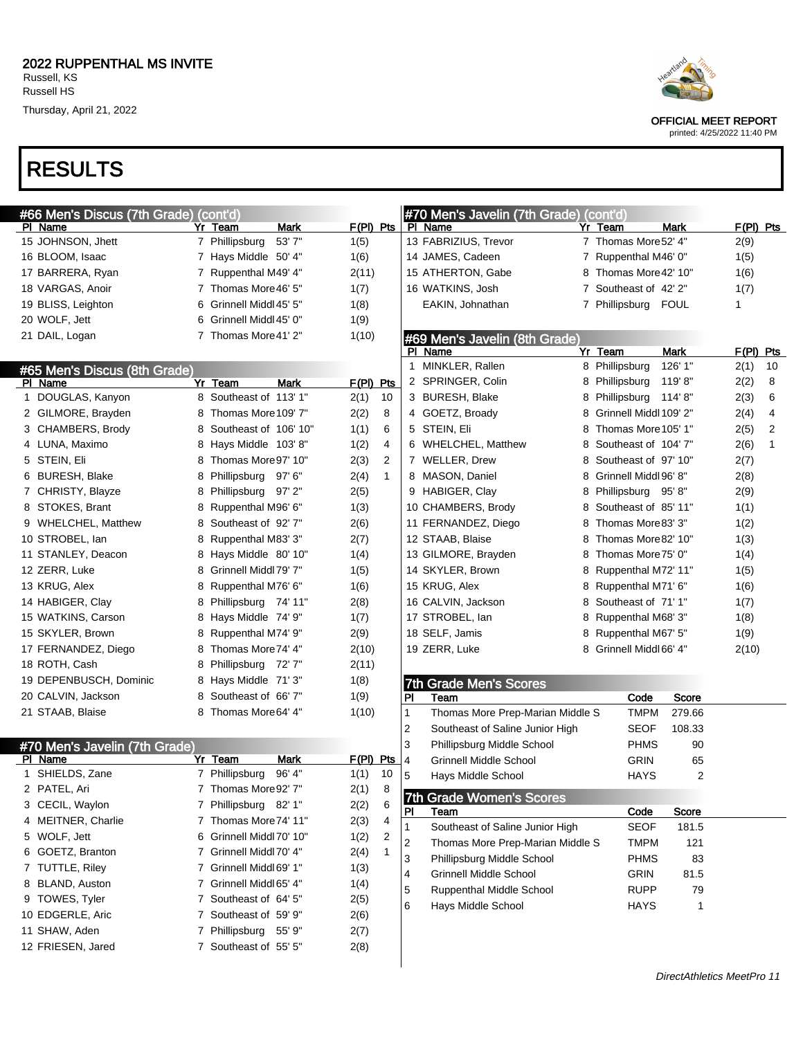# RESULTS

## #66 Men's Discus (7th Grade) (cont'd)

| Pl | Name | Yr | Team | Mark | F(Pl) | Pts |
|---|---|---|---|---|---|---|
| 15 | JOHNSON, Jhett | 7 | Phillipsburg | 53' 7" | 1(5) | |
| 16 | BLOOM, Isaac | 7 | Hays Middle | 50' 4" | 1(6) | |
| 17 | BARRERA, Ryan | 7 | Ruppenthal M | 49' 4" | 2(11) | |
| 18 | VARGAS, Anoir | 7 | Thomas More | 46' 5" | 1(7) | |
| 19 | BLISS, Leighton | 6 | Grinnell Middl | 45' 5" | 1(8) | |
| 20 | WOLF, Jett | 6 | Grinnell Middl | 45' 0" | 1(9) | |
| 21 | DAIL, Logan | 7 | Thomas More | 41' 2" | 1(10) | |

## #65 Men's Discus (8th Grade)

| Pl | Name | Yr | Team | Mark | F(Pl) | Pts |
|---|---|---|---|---|---|---|
| 1 | DOUGLAS, Kanyon | 8 | Southeast of | 113' 1" | 2(1) | 10 |
| 2 | GILMORE, Brayden | 8 | Thomas More | 109' 7" | 2(2) | 8 |
| 3 | CHAMBERS, Brody | 8 | Southeast of | 106' 10" | 1(1) | 6 |
| 4 | LUNA, Maximo | 8 | Hays Middle | 103' 8" | 1(2) | 4 |
| 5 | STEIN, Eli | 8 | Thomas More | 97' 10" | 2(3) | 2 |
| 6 | BURESH, Blake | 8 | Phillipsburg | 97' 6" | 2(4) | 1 |
| 7 | CHRISTY, Blayze | 8 | Phillipsburg | 97' 2" | 2(5) | |
| 8 | STOKES, Brant | 8 | Ruppenthal M | 96' 6" | 1(3) | |
| 9 | WHELCHEL, Matthew | 8 | Southeast of | 92' 7" | 2(6) | |
| 10 | STROBEL, Ian | 8 | Ruppenthal M | 83' 3" | 2(7) | |
| 11 | STANLEY, Deacon | 8 | Hays Middle | 80' 10" | 1(4) | |
| 12 | ZERR, Luke | 8 | Grinnell Middl | 79' 7" | 1(5) | |
| 13 | KRUG, Alex | 8 | Ruppenthal M | 76' 6" | 1(6) | |
| 14 | HABIGER, Clay | 8 | Phillipsburg | 74' 11" | 2(8) | |
| 15 | WATKINS, Carson | 8 | Hays Middle | 74' 9" | 1(7) | |
| 15 | SKYLER, Brown | 8 | Ruppenthal M | 74' 9" | 2(9) | |
| 17 | FERNANDEZ, Diego | 8 | Thomas More | 74' 4" | 2(10) | |
| 18 | ROTH, Cash | 8 | Phillipsburg | 72' 7" | 2(11) | |
| 19 | DEPENBUSCH, Dominic | 8 | Hays Middle | 71' 3" | 1(8) | |
| 20 | CALVIN, Jackson | 8 | Southeast of | 66' 7" | 1(9) | |
| 21 | STAAB, Blaise | 8 | Thomas More | 64' 4" | 1(10) | |

## #70 Men's Javelin (7th Grade)

| Pl | Name | Yr | Team | Mark | F(Pl) | Pts |
|---|---|---|---|---|---|---|
| 1 | SHIELDS, Zane | 7 | Phillipsburg | 96' 4" | 1(1) | 10 |
| 2 | PATEL, Ari | 7 | Thomas More | 92' 7" | 2(1) | 8 |
| 3 | CECIL, Waylon | 7 | Phillipsburg | 82' 1" | 2(2) | 6 |
| 4 | MEITNER, Charlie | 7 | Thomas More | 74' 11" | 2(3) | 4 |
| 5 | WOLF, Jett | 6 | Grinnell Middl | 70' 10" | 1(2) | 2 |
| 6 | GOETZ, Branton | 7 | Grinnell Middl | 70' 4" | 2(4) | 1 |
| 7 | TUTTLE, Riley | 7 | Grinnell Middl | 69' 1" | 1(3) | |
| 8 | BLAND, Auston | 7 | Grinnell Middl | 65' 4" | 1(4) | |
| 9 | TOWES, Tyler | 7 | Southeast of | 64' 5" | 2(5) | |
| 10 | EDGERLE, Aric | 7 | Southeast of | 59' 9" | 2(6) | |
| 11 | SHAW, Aden | 7 | Phillipsburg | 55' 9" | 2(7) | |
| 12 | FRIESEN, Jared | 7 | Southeast of | 55' 5" | 2(8) | |
| 13 | FABRIZIUS, Trevor | 7 | Thomas More | 52' 4" | 2(9) | |
| 14 | JAMES, Cadeen | 7 | Ruppenthal M | 46' 0" | 1(5) | |
| 15 | ATHERTON, Gabe | 8 | Thomas More | 42' 10" | 1(6) | |
| 16 | WATKINS, Josh | 7 | Southeast of | 42' 2" | 1(7) | |
| | EAKIN, Johnathan | 7 | Phillipsburg | FOUL | 1 | |

## #69 Men's Javelin (8th Grade)

| Pl | Name | Yr | Team | Mark | F(Pl) | Pts |
|---|---|---|---|---|---|---|
| 1 | MINKLER, Rallen | 8 | Phillipsburg | 126' 1" | 2(1) | 10 |
| 2 | SPRINGER, Colin | 8 | Phillipsburg | 119' 8" | 2(2) | 8 |
| 3 | BURESH, Blake | 8 | Phillipsburg | 114' 8" | 2(3) | 6 |
| 4 | GOETZ, Broady | 8 | Grinnell Middl | 109' 2" | 2(4) | 4 |
| 5 | STEIN, Eli | 8 | Thomas More | 105' 1" | 2(5) | 2 |
| 6 | WHELCHEL, Matthew | 8 | Southeast of | 104' 7" | 2(6) | 1 |
| 7 | WELLER, Drew | 8 | Southeast of | 97' 10" | 2(7) | |
| 8 | MASON, Daniel | 8 | Grinnell Middl | 96' 8" | 2(8) | |
| 9 | HABIGER, Clay | 8 | Phillipsburg | 95' 8" | 2(9) | |
| 10 | CHAMBERS, Brody | 8 | Southeast of | 85' 11" | 1(1) | |
| 11 | FERNANDEZ, Diego | 8 | Thomas More | 83' 3" | 1(2) | |
| 12 | STAAB, Blaise | 8 | Thomas More | 82' 10" | 1(3) | |
| 13 | GILMORE, Brayden | 8 | Thomas More | 75' 0" | 1(4) | |
| 14 | SKYLER, Brown | 8 | Ruppenthal M | 72' 11" | 1(5) | |
| 15 | KRUG, Alex | 8 | Ruppenthal M | 71' 6" | 1(6) | |
| 16 | CALVIN, Jackson | 8 | Southeast of | 71' 1" | 1(7) | |
| 17 | STROBEL, Ian | 8 | Ruppenthal M | 68' 3" | 1(8) | |
| 18 | SELF, Jamis | 8 | Ruppenthal M | 67' 5" | 1(9) | |
| 19 | ZERR, Luke | 8 | Grinnell Middl | 66' 4" | 2(10) | |

## 7th Grade Men's Scores

| Pl | Team | Code | Score |
|---|---|---|---|
| 1 | Thomas More Prep-Marian Middle S | TMPM | 279.66 |
| 2 | Southeast of Saline Junior High | SEOF | 108.33 |
| 3 | Phillipsburg Middle School | PHMS | 90 |
| 4 | Grinnell Middle School | GRIN | 65 |
| 5 | Hays Middle School | HAYS | 2 |

## 7th Grade Women's Scores

| Pl | Team | Code | Score |
|---|---|---|---|
| 1 | Southeast of Saline Junior High | SEOF | 181.5 |
| 2 | Thomas More Prep-Marian Middle S | TMPM | 121 |
| 3 | Phillipsburg Middle School | PHMS | 83 |
| 4 | Grinnell Middle School | GRIN | 81.5 |
| 5 | Ruppenthal Middle School | RUPP | 79 |
| 6 | Hays Middle School | HAYS | 1 |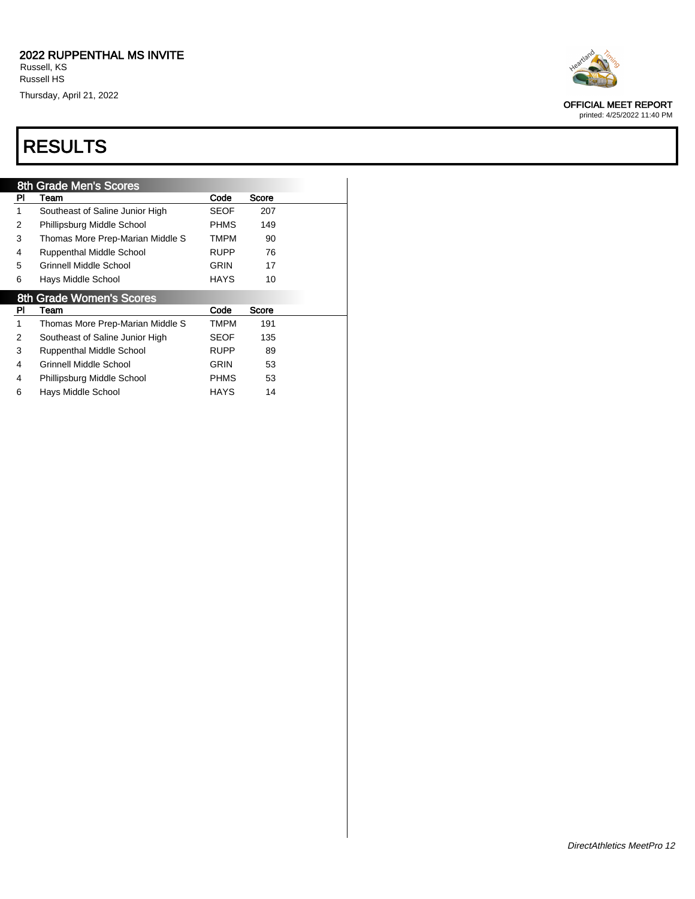2022 RUPPENTHAL MS INVITE
Russell, KS
Russell HS
Thursday, April 21, 2022

OFFICIAL MEET REPORT
printed: 4/25/2022 11:40 PM

# RESULTS

## 8th Grade Men's Scores

| Pl | Team | Code | Score |
|---|---|---|---|
| 1 | Southeast of Saline Junior High | SEOF | 207 |
| 2 | Phillipsburg Middle School | PHMS | 149 |
| 3 | Thomas More Prep-Marian Middle S | TMPM | 90 |
| 4 | Ruppenthal Middle School | RUPP | 76 |
| 5 | Grinnell Middle School | GRIN | 17 |
| 6 | Hays Middle School | HAYS | 10 |

## 8th Grade Women's Scores

| Pl | Team | Code | Score |
|---|---|---|---|
| 1 | Thomas More Prep-Marian Middle S | TMPM | 191 |
| 2 | Southeast of Saline Junior High | SEOF | 135 |
| 3 | Ruppenthal Middle School | RUPP | 89 |
| 4 | Grinnell Middle School | GRIN | 53 |
| 4 | Phillipsburg Middle School | PHMS | 53 |
| 6 | Hays Middle School | HAYS | 14 |

*DirectAthletics MeetPro 12*